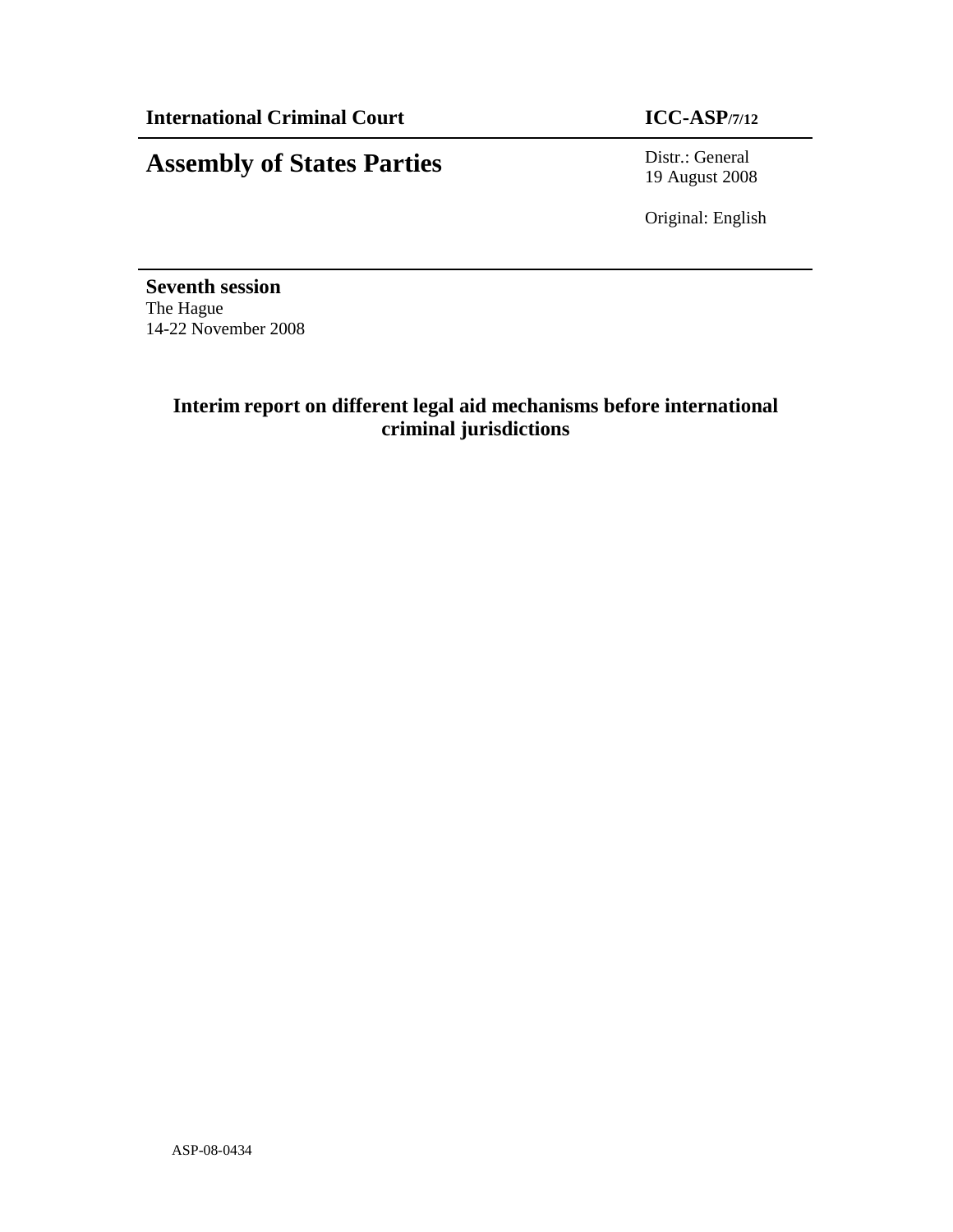**International Criminal Court** **ICC-ASP/7/12**

# Assembly of States Parties

Distr.: General
19 August 2008

Original: English

**Seventh session**
The Hague
14-22 November 2008

## Interim report on different legal aid mechanisms before international criminal jurisdictions

ASP-08-0434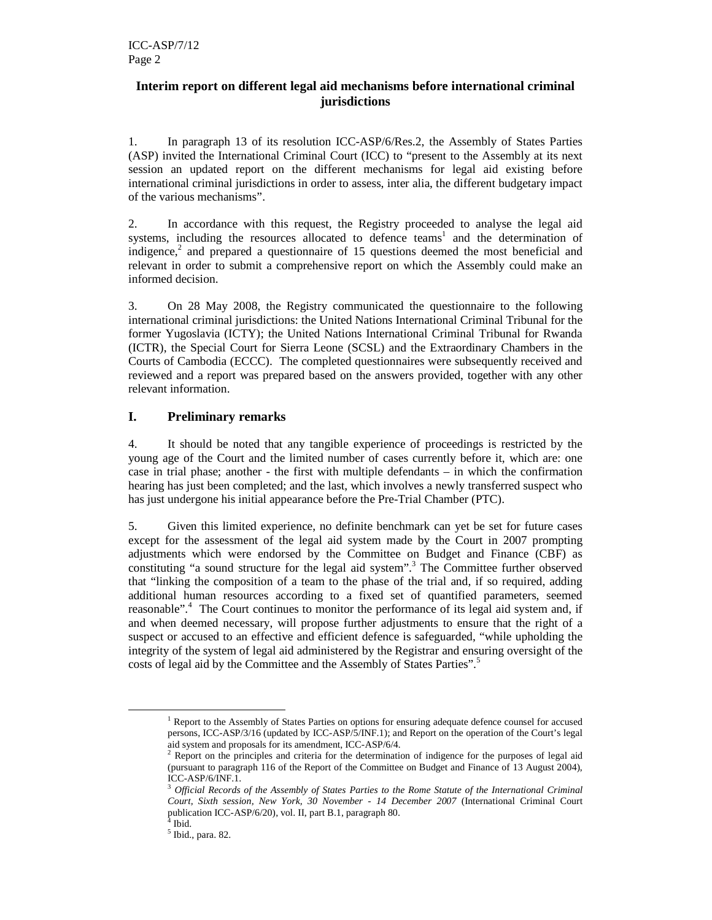## Interim report on different legal aid mechanisms before international criminal jurisdictions

1. In paragraph 13 of its resolution ICC-ASP/6/Res.2, the Assembly of States Parties (ASP) invited the International Criminal Court (ICC) to "present to the Assembly at its next session an updated report on the different mechanisms for legal aid existing before international criminal jurisdictions in order to assess, inter alia, the different budgetary impact of the various mechanisms".

2. In accordance with this request, the Registry proceeded to analyse the legal aid systems, including the resources allocated to defence teams[1] and the determination of indigence,[2] and prepared a questionnaire of 15 questions deemed the most beneficial and relevant in order to submit a comprehensive report on which the Assembly could make an informed decision.

3. On 28 May 2008, the Registry communicated the questionnaire to the following international criminal jurisdictions: the United Nations International Criminal Tribunal for the former Yugoslavia (ICTY); the United Nations International Criminal Tribunal for Rwanda (ICTR), the Special Court for Sierra Leone (SCSL) and the Extraordinary Chambers in the Courts of Cambodia (ECCC). The completed questionnaires were subsequently received and reviewed and a report was prepared based on the answers provided, together with any other relevant information.

## I. Preliminary remarks

4. It should be noted that any tangible experience of proceedings is restricted by the young age of the Court and the limited number of cases currently before it, which are: one case in trial phase; another - the first with multiple defendants – in which the confirmation hearing has just been completed; and the last, which involves a newly transferred suspect who has just undergone his initial appearance before the Pre-Trial Chamber (PTC).

5. Given this limited experience, no definite benchmark can yet be set for future cases except for the assessment of the legal aid system made by the Court in 2007 prompting adjustments which were endorsed by the Committee on Budget and Finance (CBF) as constituting "a sound structure for the legal aid system".[3] The Committee further observed that "linking the composition of a team to the phase of the trial and, if so required, adding additional human resources according to a fixed set of quantified parameters, seemed reasonable".[4] The Court continues to monitor the performance of its legal aid system and, if and when deemed necessary, will propose further adjustments to ensure that the right of a suspect or accused to an effective and efficient defence is safeguarded, "while upholding the integrity of the system of legal aid administered by the Registrar and ensuring oversight of the costs of legal aid by the Committee and the Assembly of States Parties".[5]

---

[1] Report to the Assembly of States Parties on options for ensuring adequate defence counsel for accused persons, ICC-ASP/3/16 (updated by ICC-ASP/5/INF.1); and Report on the operation of the Court's legal aid system and proposals for its amendment, ICC-ASP/6/4.

[2] Report on the principles and criteria for the determination of indigence for the purposes of legal aid (pursuant to paragraph 116 of the Report of the Committee on Budget and Finance of 13 August 2004), ICC-ASP/6/INF.1.

[3] *Official Records of the Assembly of States Parties to the Rome Statute of the International Criminal Court, Sixth session, New York, 30 November - 14 December 2007* (International Criminal Court publication ICC-ASP/6/20), vol. II, part B.1, paragraph 80.

[4] Ibid.

[5] Ibid., para. 82.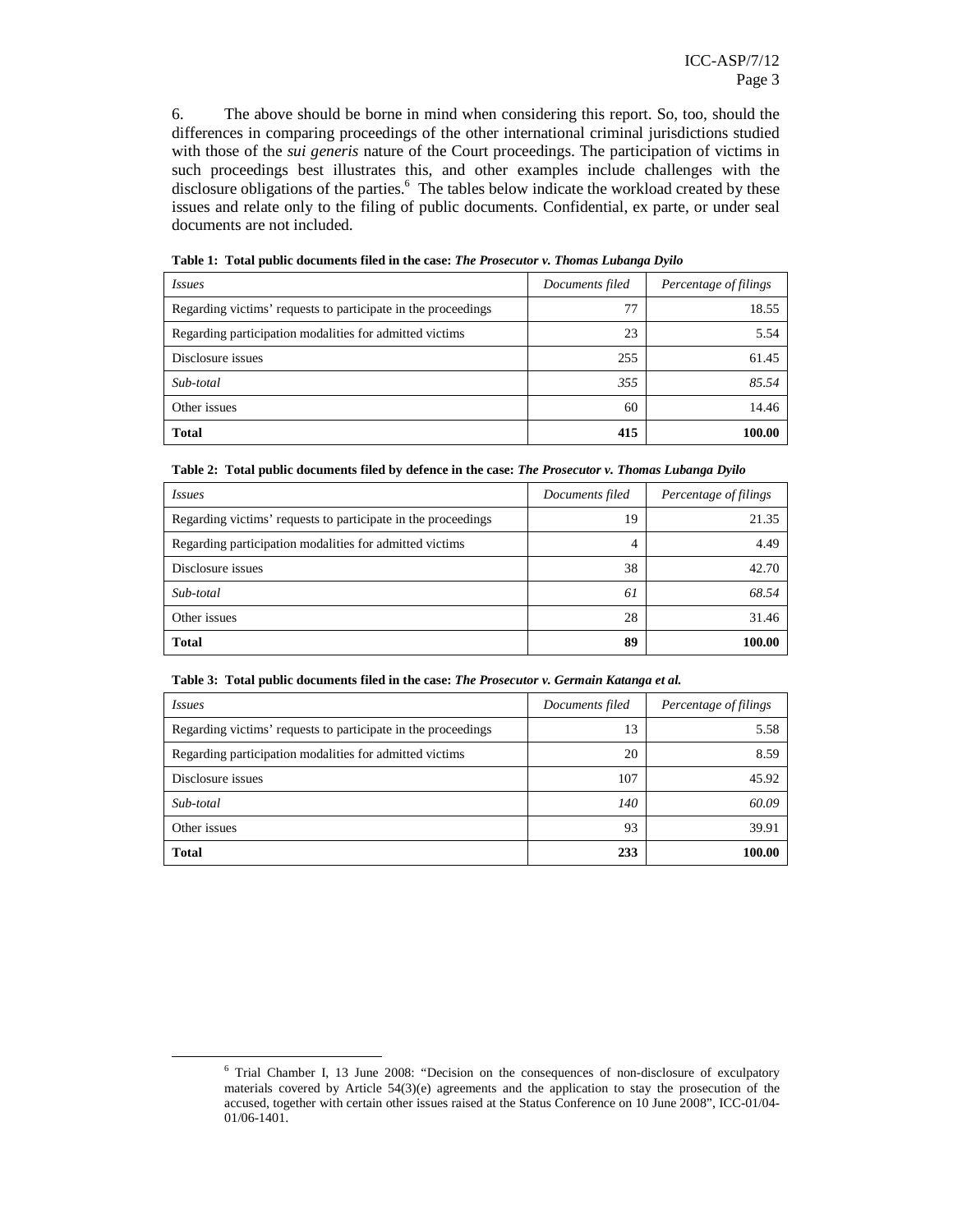6. The above should be borne in mind when considering this report. So, too, should the differences in comparing proceedings of the other international criminal jurisdictions studied with those of the *sui generis* nature of the Court proceedings. The participation of victims in such proceedings best illustrates this, and other examples include challenges with the disclosure obligations of the parties.[6] The tables below indicate the workload created by these issues and relate only to the filing of public documents. Confidential, ex parte, or under seal documents are not included.

**Table 1: Total public documents filed in the case: *The Prosecutor v. Thomas Lubanga Dyilo***

| *Issues* | *Documents filed* | *Percentage of filings* |
|---|---|---|
| Regarding victims' requests to participate in the proceedings | 77 | 18.55 |
| Regarding participation modalities for admitted victims | 23 | 5.54 |
| Disclosure issues | 255 | 61.45 |
| *Sub-total* | *355* | *85.54* |
| Other issues | 60 | 14.46 |
| **Total** | **415** | **100.00** |

**Table 2: Total public documents filed by defence in the case: *The Prosecutor v. Thomas Lubanga Dyilo***

| *Issues* | *Documents filed* | *Percentage of filings* |
|---|---|---|
| Regarding victims' requests to participate in the proceedings | 19 | 21.35 |
| Regarding participation modalities for admitted victims | 4 | 4.49 |
| Disclosure issues | 38 | 42.70 |
| *Sub-total* | *61* | *68.54* |
| Other issues | 28 | 31.46 |
| **Total** | **89** | **100.00** |

**Table 3: Total public documents filed in the case: *The Prosecutor v. Germain Katanga et al.***

| *Issues* | *Documents filed* | *Percentage of filings* |
|---|---|---|
| Regarding victims' requests to participate in the proceedings | 13 | 5.58 |
| Regarding participation modalities for admitted victims | 20 | 8.59 |
| Disclosure issues | 107 | 45.92 |
| *Sub-total* | *140* | *60.09* |
| Other issues | 93 | 39.91 |
| **Total** | **233** | **100.00** |

[6] Trial Chamber I, 13 June 2008: "Decision on the consequences of non-disclosure of exculpatory materials covered by Article 54(3)(e) agreements and the application to stay the prosecution of the accused, together with certain other issues raised at the Status Conference on 10 June 2008", ICC-01/04-01/06-1401.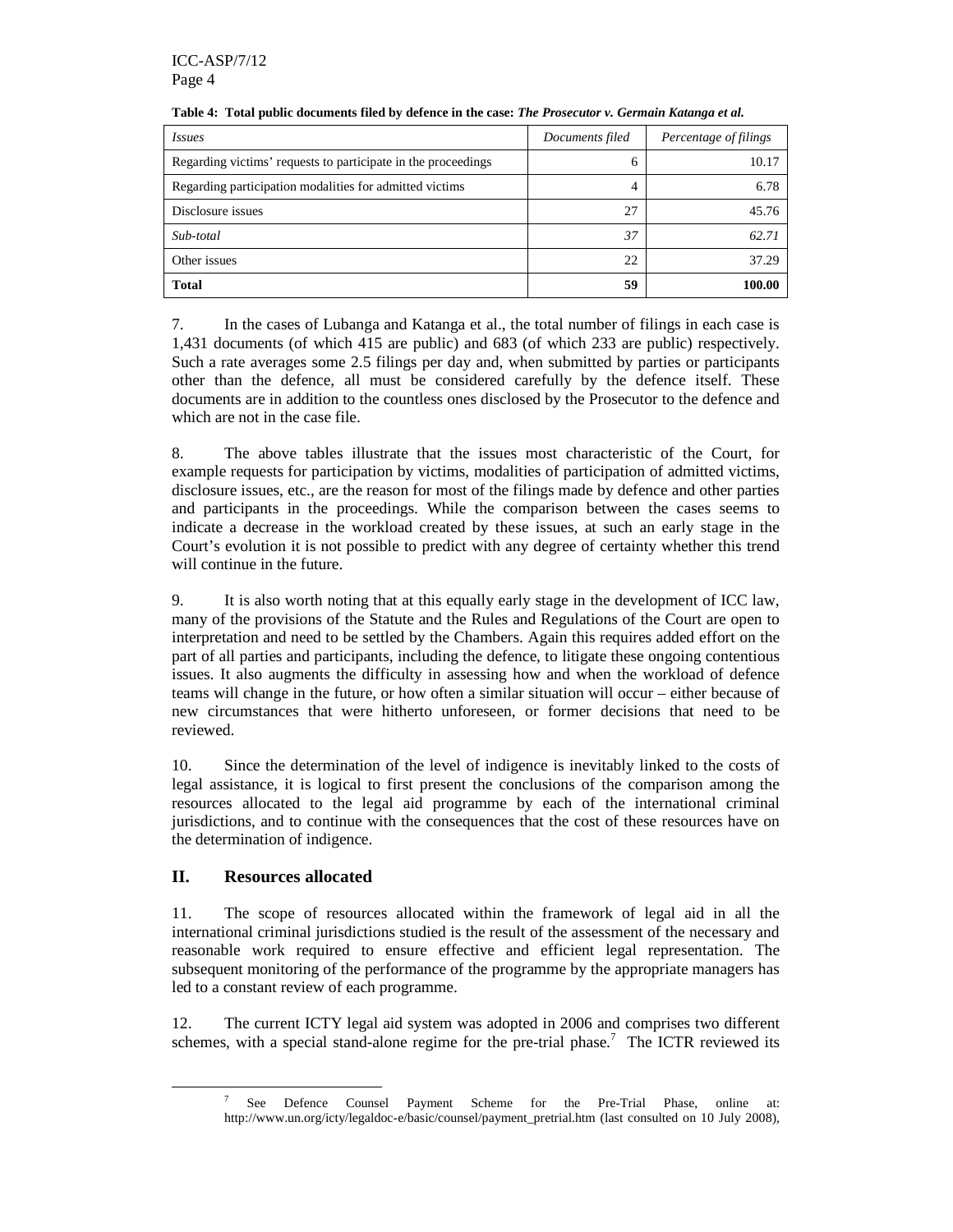**Table 4: Total public documents filed by defence in the case: *The Prosecutor v. Germain Katanga et al.***

| *Issues* | *Documents filed* | *Percentage of filings* |
|---|---|---|
| Regarding victims' requests to participate in the proceedings | 6 | 10.17 |
| Regarding participation modalities for admitted victims | 4 | 6.78 |
| Disclosure issues | 27 | 45.76 |
| *Sub-total* | *37* | *62.71* |
| Other issues | 22 | 37.29 |
| **Total** | **59** | **100.00** |

7. In the cases of Lubanga and Katanga et al., the total number of filings in each case is 1,431 documents (of which 415 are public) and 683 (of which 233 are public) respectively. Such a rate averages some 2.5 filings per day and, when submitted by parties or participants other than the defence, all must be considered carefully by the defence itself. These documents are in addition to the countless ones disclosed by the Prosecutor to the defence and which are not in the case file.

8. The above tables illustrate that the issues most characteristic of the Court, for example requests for participation by victims, modalities of participation of admitted victims, disclosure issues, etc., are the reason for most of the filings made by defence and other parties and participants in the proceedings. While the comparison between the cases seems to indicate a decrease in the workload created by these issues, at such an early stage in the Court's evolution it is not possible to predict with any degree of certainty whether this trend will continue in the future.

9. It is also worth noting that at this equally early stage in the development of ICC law, many of the provisions of the Statute and the Rules and Regulations of the Court are open to interpretation and need to be settled by the Chambers. Again this requires added effort on the part of all parties and participants, including the defence, to litigate these ongoing contentious issues. It also augments the difficulty in assessing how and when the workload of defence teams will change in the future, or how often a similar situation will occur – either because of new circumstances that were hitherto unforeseen, or former decisions that need to be reviewed.

10. Since the determination of the level of indigence is inevitably linked to the costs of legal assistance, it is logical to first present the conclusions of the comparison among the resources allocated to the legal aid programme by each of the international criminal jurisdictions, and to continue with the consequences that the cost of these resources have on the determination of indigence.

## II. Resources allocated

11. The scope of resources allocated within the framework of legal aid in all the international criminal jurisdictions studied is the result of the assessment of the necessary and reasonable work required to ensure effective and efficient legal representation. The subsequent monitoring of the performance of the programme by the appropriate managers has led to a constant review of each programme.

12. The current ICTY legal aid system was adopted in 2006 and comprises two different schemes, with a special stand-alone regime for the pre-trial phase.[7] The ICTR reviewed its

[7] See Defence Counsel Payment Scheme for the Pre-Trial Phase, online at: http://www.un.org/icty/legaldoc-e/basic/counsel/payment_pretrial.htm (last consulted on 10 July 2008),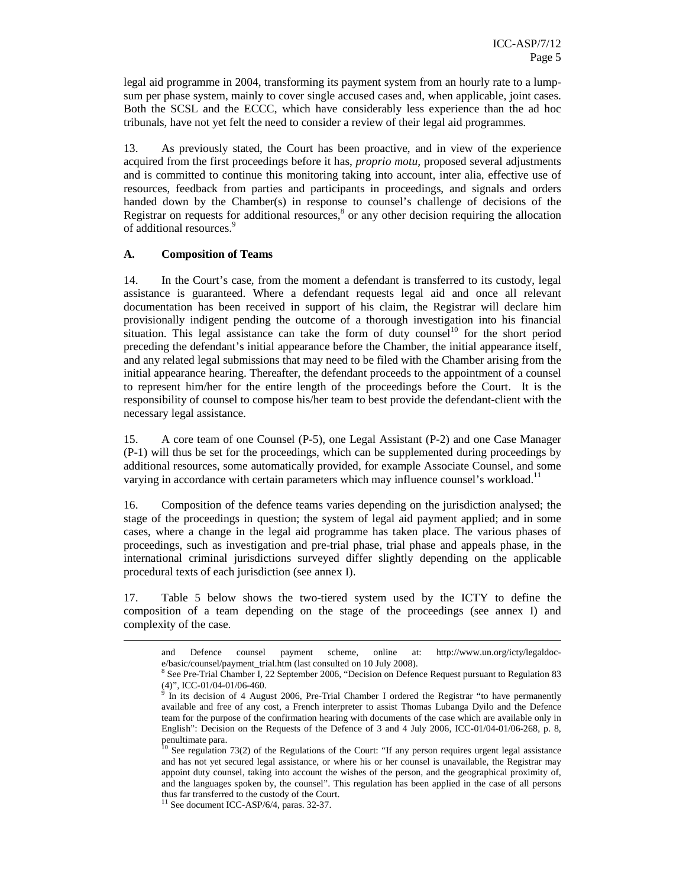legal aid programme in 2004, transforming its payment system from an hourly rate to a lump-sum per phase system, mainly to cover single accused cases and, when applicable, joint cases. Both the SCSL and the ECCC, which have considerably less experience than the ad hoc tribunals, have not yet felt the need to consider a review of their legal aid programmes.

13. As previously stated, the Court has been proactive, and in view of the experience acquired from the first proceedings before it has, *proprio motu,* proposed several adjustments and is committed to continue this monitoring taking into account, inter alia, effective use of resources, feedback from parties and participants in proceedings, and signals and orders handed down by the Chamber(s) in response to counsel's challenge of decisions of the Registrar on requests for additional resources,[8] or any other decision requiring the allocation of additional resources.[9]

## A. Composition of Teams

14. In the Court's case, from the moment a defendant is transferred to its custody, legal assistance is guaranteed. Where a defendant requests legal aid and once all relevant documentation has been received in support of his claim, the Registrar will declare him provisionally indigent pending the outcome of a thorough investigation into his financial situation. This legal assistance can take the form of duty counsel[10] for the short period preceding the defendant's initial appearance before the Chamber, the initial appearance itself, and any related legal submissions that may need to be filed with the Chamber arising from the initial appearance hearing. Thereafter, the defendant proceeds to the appointment of a counsel to represent him/her for the entire length of the proceedings before the Court. It is the responsibility of counsel to compose his/her team to best provide the defendant-client with the necessary legal assistance.

15. A core team of one Counsel (P-5), one Legal Assistant (P-2) and one Case Manager (P-1) will thus be set for the proceedings, which can be supplemented during proceedings by additional resources, some automatically provided, for example Associate Counsel, and some varying in accordance with certain parameters which may influence counsel's workload.[11]

16. Composition of the defence teams varies depending on the jurisdiction analysed; the stage of the proceedings in question; the system of legal aid payment applied; and in some cases, where a change in the legal aid programme has taken place. The various phases of proceedings, such as investigation and pre-trial phase, trial phase and appeals phase, in the international criminal jurisdictions surveyed differ slightly depending on the applicable procedural texts of each jurisdiction (see annex I).

17. Table 5 below shows the two-tiered system used by the ICTY to define the composition of a team depending on the stage of the proceedings (see annex I) and complexity of the case.

---

and Defence counsel payment scheme, online at: http://www.un.org/icty/legaldoc-e/basic/counsel/payment_trial.htm (last consulted on 10 July 2008).

[8] See Pre-Trial Chamber I, 22 September 2006, "Decision on Defence Request pursuant to Regulation 83 (4)", ICC-01/04-01/06-460.

[9] In its decision of 4 August 2006, Pre-Trial Chamber I ordered the Registrar "to have permanently available and free of any cost, a French interpreter to assist Thomas Lubanga Dyilo and the Defence team for the purpose of the confirmation hearing with documents of the case which are available only in English": Decision on the Requests of the Defence of 3 and 4 July 2006, ICC-01/04-01/06-268, p. 8, penultimate para.

[10] See regulation 73(2) of the Regulations of the Court: "If any person requires urgent legal assistance and has not yet secured legal assistance, or where his or her counsel is unavailable, the Registrar may appoint duty counsel, taking into account the wishes of the person, and the geographical proximity of, and the languages spoken by, the counsel". This regulation has been applied in the case of all persons thus far transferred to the custody of the Court.

[11] See document ICC-ASP/6/4, paras. 32-37.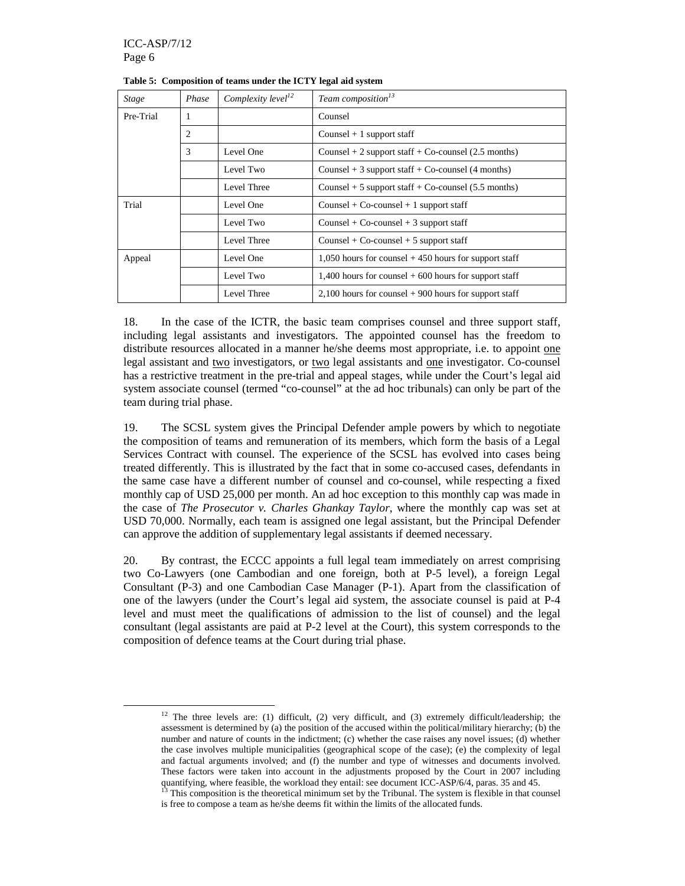**Table 5: Composition of teams under the ICTY legal aid system**

| *Stage* | *Phase* | *Complexity level*[12] | *Team composition*[13] |
|---|---|---|---|
| Pre-Trial | 1 | | Counsel |
| | 2 | | Counsel + 1 support staff |
| | 3 | Level One | Counsel + 2 support staff + Co-counsel (2.5 months) |
| | | Level Two | Counsel + 3 support staff + Co-counsel (4 months) |
| | | Level Three | Counsel + 5 support staff + Co-counsel (5.5 months) |
| Trial | | Level One | Counsel + Co-counsel + 1 support staff |
| | | Level Two | Counsel + Co-counsel + 3 support staff |
| | | Level Three | Counsel + Co-counsel + 5 support staff |
| Appeal | | Level One | 1,050 hours for counsel + 450 hours for support staff |
| | | Level Two | 1,400 hours for counsel + 600 hours for support staff |
| | | Level Three | 2,100 hours for counsel + 900 hours for support staff |

18. In the case of the ICTR, the basic team comprises counsel and three support staff, including legal assistants and investigators. The appointed counsel has the freedom to distribute resources allocated in a manner he/she deems most appropriate, i.e. to appoint one legal assistant and two investigators, or two legal assistants and one investigator. Co-counsel has a restrictive treatment in the pre-trial and appeal stages, while under the Court's legal aid system associate counsel (termed "co-counsel" at the ad hoc tribunals) can only be part of the team during trial phase.

19. The SCSL system gives the Principal Defender ample powers by which to negotiate the composition of teams and remuneration of its members, which form the basis of a Legal Services Contract with counsel. The experience of the SCSL has evolved into cases being treated differently. This is illustrated by the fact that in some co-accused cases, defendants in the same case have a different number of counsel and co-counsel, while respecting a fixed monthly cap of USD 25,000 per month. An ad hoc exception to this monthly cap was made in the case of *The Prosecutor v. Charles Ghankay Taylor*, where the monthly cap was set at USD 70,000. Normally, each team is assigned one legal assistant, but the Principal Defender can approve the addition of supplementary legal assistants if deemed necessary.

20. By contrast, the ECCC appoints a full legal team immediately on arrest comprising two Co-Lawyers (one Cambodian and one foreign, both at P-5 level), a foreign Legal Consultant (P-3) and one Cambodian Case Manager (P-1). Apart from the classification of one of the lawyers (under the Court's legal aid system, the associate counsel is paid at P-4 level and must meet the qualifications of admission to the list of counsel) and the legal consultant (legal assistants are paid at P-2 level at the Court), this system corresponds to the composition of defence teams at the Court during trial phase.

---

[12] The three levels are: (1) difficult, (2) very difficult, and (3) extremely difficult/leadership; the assessment is determined by (a) the position of the accused within the political/military hierarchy; (b) the number and nature of counts in the indictment; (c) whether the case raises any novel issues; (d) whether the case involves multiple municipalities (geographical scope of the case); (e) the complexity of legal and factual arguments involved; and (f) the number and type of witnesses and documents involved. These factors were taken into account in the adjustments proposed by the Court in 2007 including quantifying, where feasible, the workload they entail: see document ICC-ASP/6/4, paras. 35 and 45.

[13] This composition is the theoretical minimum set by the Tribunal. The system is flexible in that counsel is free to compose a team as he/she deems fit within the limits of the allocated funds.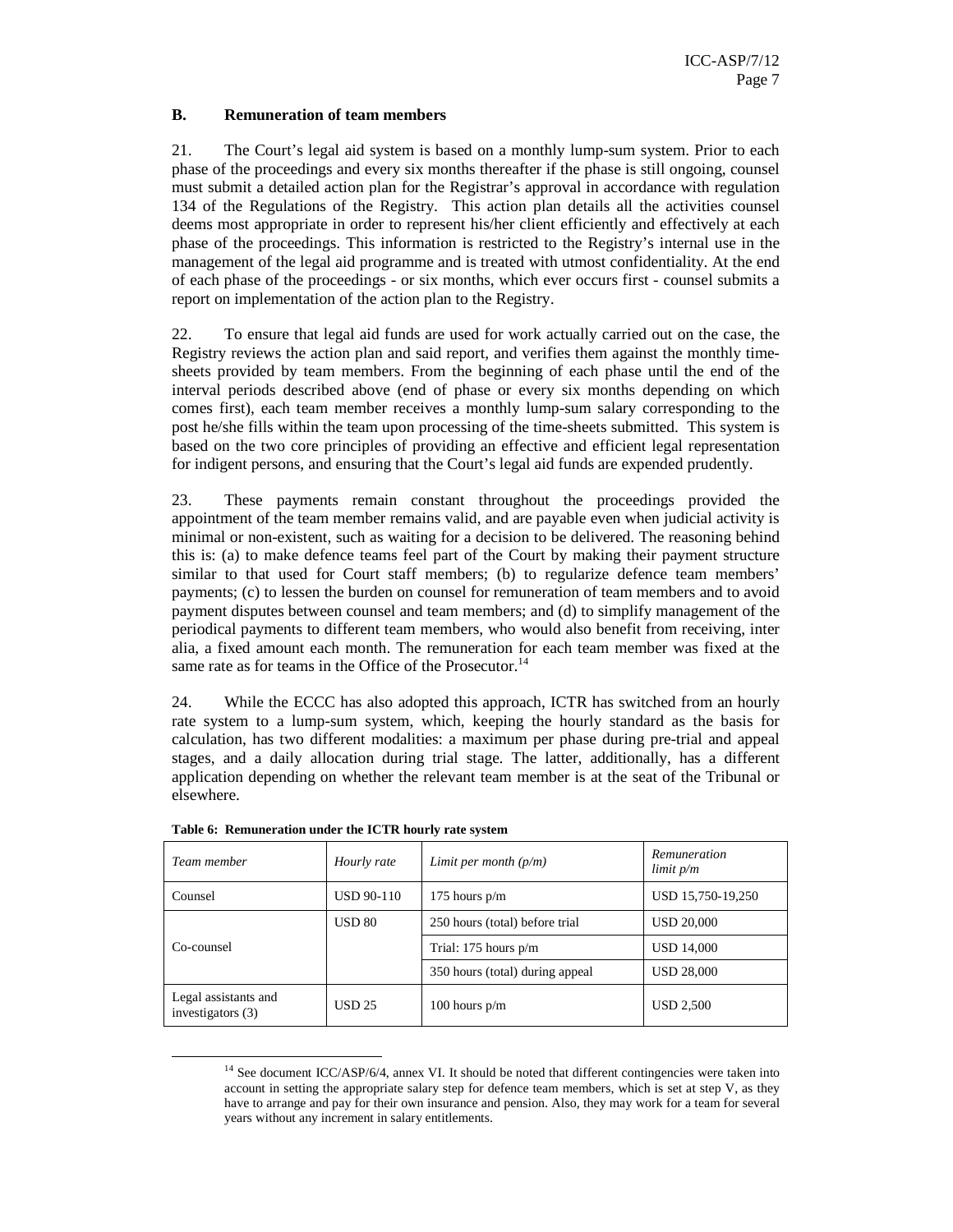### B. Remuneration of team members

21. The Court's legal aid system is based on a monthly lump-sum system. Prior to each phase of the proceedings and every six months thereafter if the phase is still ongoing, counsel must submit a detailed action plan for the Registrar's approval in accordance with regulation 134 of the Regulations of the Registry. This action plan details all the activities counsel deems most appropriate in order to represent his/her client efficiently and effectively at each phase of the proceedings. This information is restricted to the Registry's internal use in the management of the legal aid programme and is treated with utmost confidentiality. At the end of each phase of the proceedings - or six months, which ever occurs first - counsel submits a report on implementation of the action plan to the Registry.

22. To ensure that legal aid funds are used for work actually carried out on the case, the Registry reviews the action plan and said report, and verifies them against the monthly time-sheets provided by team members. From the beginning of each phase until the end of the interval periods described above (end of phase or every six months depending on which comes first), each team member receives a monthly lump-sum salary corresponding to the post he/she fills within the team upon processing of the time-sheets submitted. This system is based on the two core principles of providing an effective and efficient legal representation for indigent persons, and ensuring that the Court's legal aid funds are expended prudently.

23. These payments remain constant throughout the proceedings provided the appointment of the team member remains valid, and are payable even when judicial activity is minimal or non-existent, such as waiting for a decision to be delivered. The reasoning behind this is: (a) to make defence teams feel part of the Court by making their payment structure similar to that used for Court staff members; (b) to regularize defence team members' payments; (c) to lessen the burden on counsel for remuneration of team members and to avoid payment disputes between counsel and team members; and (d) to simplify management of the periodical payments to different team members, who would also benefit from receiving, inter alia, a fixed amount each month. The remuneration for each team member was fixed at the same rate as for teams in the Office of the Prosecutor.[14]

24. While the ECCC has also adopted this approach, ICTR has switched from an hourly rate system to a lump-sum system, which, keeping the hourly standard as the basis for calculation, has two different modalities: a maximum per phase during pre-trial and appeal stages, and a daily allocation during trial stage. The latter, additionally, has a different application depending on whether the relevant team member is at the seat of the Tribunal or elsewhere.

**Table 6: Remuneration under the ICTR hourly rate system**

| *Team member* | *Hourly rate* | *Limit per month (p/m)* | *Remuneration limit p/m* |
|---|---|---|---|
| Counsel | USD 90-110 | 175 hours p/m | USD 15,750-19,250 |
| Co-counsel | USD 80 | 250 hours (total) before trial | USD 20,000 |
| | | Trial: 175 hours p/m | USD 14,000 |
| | | 350 hours (total) during appeal | USD 28,000 |
| Legal assistants and investigators (3) | USD 25 | 100 hours p/m | USD 2,500 |

[14] See document ICC/ASP/6/4, annex VI. It should be noted that different contingencies were taken into account in setting the appropriate salary step for defence team members, which is set at step V, as they have to arrange and pay for their own insurance and pension. Also, they may work for a team for several years without any increment in salary entitlements.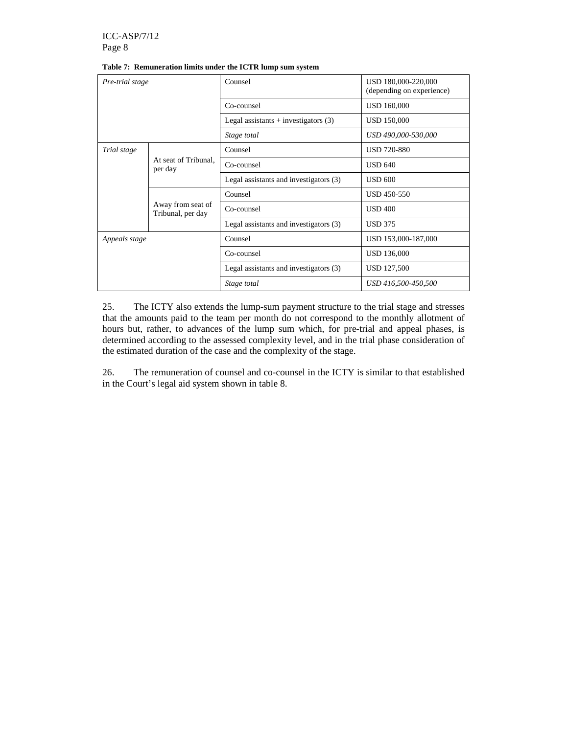**Table 7: Remuneration limits under the ICTR lump sum system**

| | | | |
|---|---|---|---|
| *Pre-trial stage* | | Counsel | USD 180,000-220,000 (depending on experience) |
| | | Co-counsel | USD 160,000 |
| | | Legal assistants + investigators (3) | USD 150,000 |
| | | *Stage total* | *USD 490,000-530,000* |
| *Trial stage* | At seat of Tribunal, per day | Counsel | USD 720-880 |
| | | Co-counsel | USD 640 |
| | | Legal assistants and investigators (3) | USD 600 |
| | Away from seat of Tribunal, per day | Counsel | USD 450-550 |
| | | Co-counsel | USD 400 |
| | | Legal assistants and investigators (3) | USD 375 |
| *Appeals stage* | | Counsel | USD 153,000-187,000 |
| | | Co-counsel | USD 136,000 |
| | | Legal assistants and investigators (3) | USD 127,500 |
| | | *Stage total* | *USD 416,500-450,500* |

25. The ICTY also extends the lump-sum payment structure to the trial stage and stresses that the amounts paid to the team per month do not correspond to the monthly allotment of hours but, rather, to advances of the lump sum which, for pre-trial and appeal phases, is determined according to the assessed complexity level, and in the trial phase consideration of the estimated duration of the case and the complexity of the stage.

26. The remuneration of counsel and co-counsel in the ICTY is similar to that established in the Court's legal aid system shown in table 8.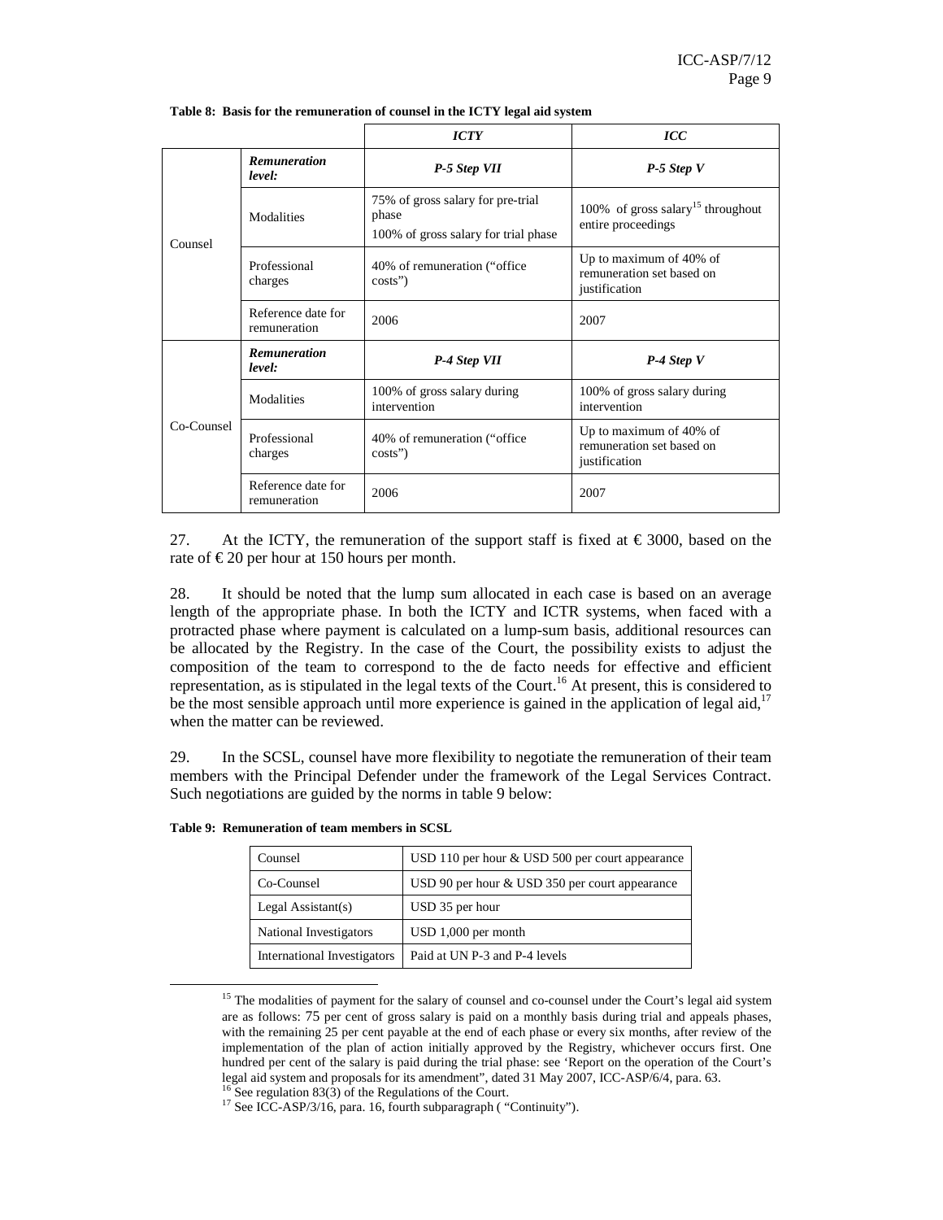**Table 8: Basis for the remuneration of counsel in the ICTY legal aid system**

| | | *ICTY* | *ICC* |
|---|---|---|---|
| Counsel | ***Remuneration level:*** | ***P-5 Step VII*** | ***P-5 Step V*** |
| | Modalities | 75% of gross salary for pre-trial phase<br>100% of gross salary for trial phase | 100% of gross salary[15] throughout entire proceedings |
| | Professional charges | 40% of remuneration ("office costs") | Up to maximum of 40% of remuneration set based on justification |
| | Reference date for remuneration | 2006 | 2007 |
| Co-Counsel | ***Remuneration level:*** | ***P-4 Step VII*** | ***P-4 Step V*** |
| | Modalities | 100% of gross salary during intervention | 100% of gross salary during intervention |
| | Professional charges | 40% of remuneration ("office costs") | Up to maximum of 40% of remuneration set based on justification |
| | Reference date for remuneration | 2006 | 2007 |

27. At the ICTY, the remuneration of the support staff is fixed at € 3000, based on the rate of € 20 per hour at 150 hours per month.

28. It should be noted that the lump sum allocated in each case is based on an average length of the appropriate phase. In both the ICTY and ICTR systems, when faced with a protracted phase where payment is calculated on a lump-sum basis, additional resources can be allocated by the Registry. In the case of the Court, the possibility exists to adjust the composition of the team to correspond to the de facto needs for effective and efficient representation, as is stipulated in the legal texts of the Court.[16] At present, this is considered to be the most sensible approach until more experience is gained in the application of legal aid,[17] when the matter can be reviewed.

29. In the SCSL, counsel have more flexibility to negotiate the remuneration of their team members with the Principal Defender under the framework of the Legal Services Contract. Such negotiations are guided by the norms in table 9 below:

**Table 9: Remuneration of team members in SCSL**

| | |
|---|---|
| Counsel | USD 110 per hour & USD 500 per court appearance |
| Co-Counsel | USD 90 per hour & USD 350 per court appearance |
| Legal Assistant(s) | USD 35 per hour |
| National Investigators | USD 1,000 per month |
| International Investigators | Paid at UN P-3 and P-4 levels |

[15] The modalities of payment for the salary of counsel and co-counsel under the Court's legal aid system are as follows: 75 per cent of gross salary is paid on a monthly basis during trial and appeals phases, with the remaining 25 per cent payable at the end of each phase or every six months, after review of the implementation of the plan of action initially approved by the Registry, whichever occurs first. One hundred per cent of the salary is paid during the trial phase: see 'Report on the operation of the Court's legal aid system and proposals for its amendment", dated 31 May 2007, ICC-ASP/6/4, para. 63.

[16] See regulation 83(3) of the Regulations of the Court.

[17] See ICC-ASP/3/16, para. 16, fourth subparagraph ( "Continuity").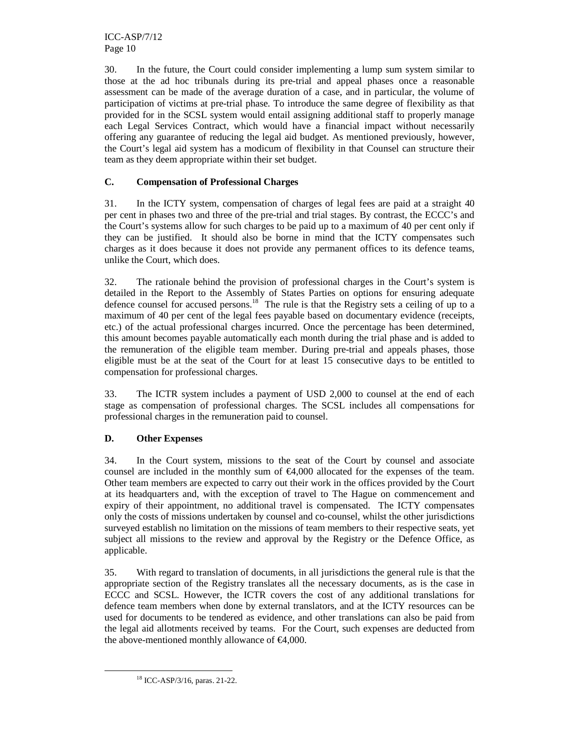30. In the future, the Court could consider implementing a lump sum system similar to those at the ad hoc tribunals during its pre-trial and appeal phases once a reasonable assessment can be made of the average duration of a case, and in particular, the volume of participation of victims at pre-trial phase. To introduce the same degree of flexibility as that provided for in the SCSL system would entail assigning additional staff to properly manage each Legal Services Contract, which would have a financial impact without necessarily offering any guarantee of reducing the legal aid budget. As mentioned previously, however, the Court's legal aid system has a modicum of flexibility in that Counsel can structure their team as they deem appropriate within their set budget.

## C. Compensation of Professional Charges

31. In the ICTY system, compensation of charges of legal fees are paid at a straight 40 per cent in phases two and three of the pre-trial and trial stages. By contrast, the ECCC's and the Court's systems allow for such charges to be paid up to a maximum of 40 per cent only if they can be justified. It should also be borne in mind that the ICTY compensates such charges as it does because it does not provide any permanent offices to its defence teams, unlike the Court, which does.

32. The rationale behind the provision of professional charges in the Court's system is detailed in the Report to the Assembly of States Parties on options for ensuring adequate defence counsel for accused persons.[18] The rule is that the Registry sets a ceiling of up to a maximum of 40 per cent of the legal fees payable based on documentary evidence (receipts, etc.) of the actual professional charges incurred. Once the percentage has been determined, this amount becomes payable automatically each month during the trial phase and is added to the remuneration of the eligible team member. During pre-trial and appeals phases, those eligible must be at the seat of the Court for at least 15 consecutive days to be entitled to compensation for professional charges.

33. The ICTR system includes a payment of USD 2,000 to counsel at the end of each stage as compensation of professional charges. The SCSL includes all compensations for professional charges in the remuneration paid to counsel.

## D. Other Expenses

34. In the Court system, missions to the seat of the Court by counsel and associate counsel are included in the monthly sum of €4,000 allocated for the expenses of the team. Other team members are expected to carry out their work in the offices provided by the Court at its headquarters and, with the exception of travel to The Hague on commencement and expiry of their appointment, no additional travel is compensated. The ICTY compensates only the costs of missions undertaken by counsel and co-counsel, whilst the other jurisdictions surveyed establish no limitation on the missions of team members to their respective seats, yet subject all missions to the review and approval by the Registry or the Defence Office, as applicable.

35. With regard to translation of documents, in all jurisdictions the general rule is that the appropriate section of the Registry translates all the necessary documents, as is the case in ECCC and SCSL. However, the ICTR covers the cost of any additional translations for defence team members when done by external translators, and at the ICTY resources can be used for documents to be tendered as evidence, and other translations can also be paid from the legal aid allotments received by teams. For the Court, such expenses are deducted from the above-mentioned monthly allowance of €4,000.

[18] ICC-ASP/3/16, paras. 21-22.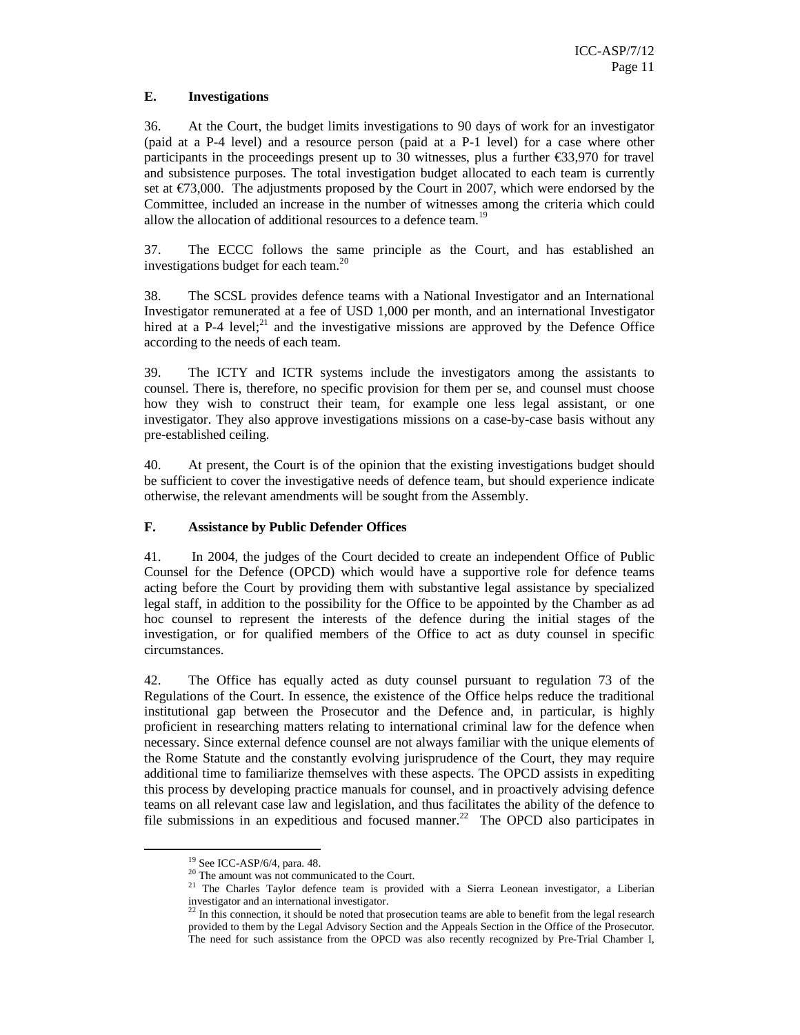### E. Investigations

36. At the Court, the budget limits investigations to 90 days of work for an investigator (paid at a P-4 level) and a resource person (paid at a P-1 level) for a case where other participants in the proceedings present up to 30 witnesses, plus a further €33,970 for travel and subsistence purposes. The total investigation budget allocated to each team is currently set at €73,000. The adjustments proposed by the Court in 2007, which were endorsed by the Committee, included an increase in the number of witnesses among the criteria which could allow the allocation of additional resources to a defence team.[19]

37. The ECCC follows the same principle as the Court, and has established an investigations budget for each team.[20]

38. The SCSL provides defence teams with a National Investigator and an International Investigator remunerated at a fee of USD 1,000 per month, and an international Investigator hired at a P-4 level;[21] and the investigative missions are approved by the Defence Office according to the needs of each team.

39. The ICTY and ICTR systems include the investigators among the assistants to counsel. There is, therefore, no specific provision for them per se, and counsel must choose how they wish to construct their team, for example one less legal assistant, or one investigator. They also approve investigations missions on a case-by-case basis without any pre-established ceiling.

40. At present, the Court is of the opinion that the existing investigations budget should be sufficient to cover the investigative needs of defence team, but should experience indicate otherwise, the relevant amendments will be sought from the Assembly.

### F. Assistance by Public Defender Offices

41. In 2004, the judges of the Court decided to create an independent Office of Public Counsel for the Defence (OPCD) which would have a supportive role for defence teams acting before the Court by providing them with substantive legal assistance by specialized legal staff, in addition to the possibility for the Office to be appointed by the Chamber as ad hoc counsel to represent the interests of the defence during the initial stages of the investigation, or for qualified members of the Office to act as duty counsel in specific circumstances.

42. The Office has equally acted as duty counsel pursuant to regulation 73 of the Regulations of the Court. In essence, the existence of the Office helps reduce the traditional institutional gap between the Prosecutor and the Defence and, in particular, is highly proficient in researching matters relating to international criminal law for the defence when necessary. Since external defence counsel are not always familiar with the unique elements of the Rome Statute and the constantly evolving jurisprudence of the Court, they may require additional time to familiarize themselves with these aspects. The OPCD assists in expediting this process by developing practice manuals for counsel, and in proactively advising defence teams on all relevant case law and legislation, and thus facilitates the ability of the defence to file submissions in an expeditious and focused manner.[22] The OPCD also participates in

---

[19] See ICC-ASP/6/4, para. 48.

[20] The amount was not communicated to the Court.

[21] The Charles Taylor defence team is provided with a Sierra Leonean investigator, a Liberian investigator and an international investigator.

[22] In this connection, it should be noted that prosecution teams are able to benefit from the legal research provided to them by the Legal Advisory Section and the Appeals Section in the Office of the Prosecutor. The need for such assistance from the OPCD was also recently recognized by Pre-Trial Chamber I,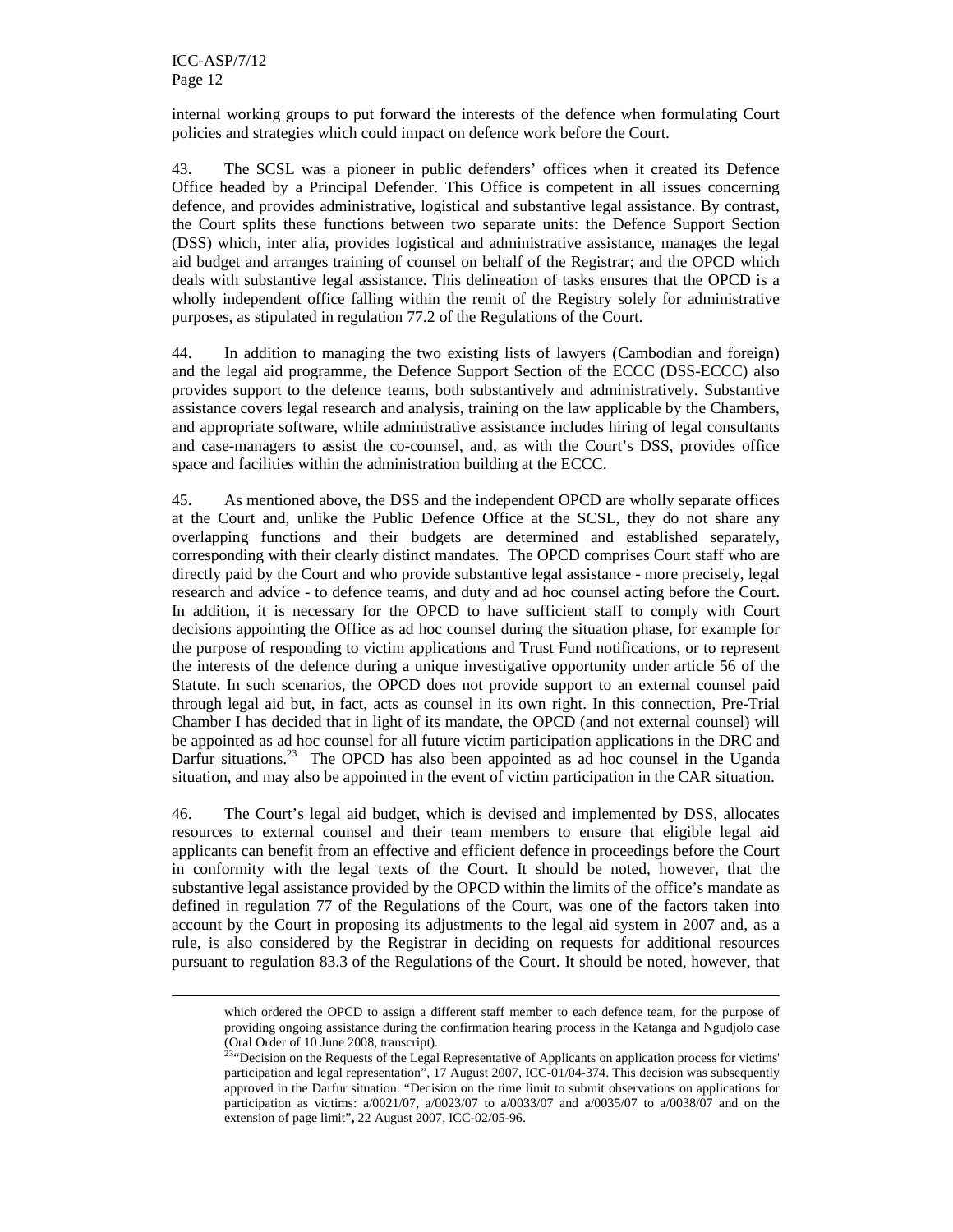internal working groups to put forward the interests of the defence when formulating Court policies and strategies which could impact on defence work before the Court.

43. The SCSL was a pioneer in public defenders' offices when it created its Defence Office headed by a Principal Defender. This Office is competent in all issues concerning defence, and provides administrative, logistical and substantive legal assistance. By contrast, the Court splits these functions between two separate units: the Defence Support Section (DSS) which, inter alia, provides logistical and administrative assistance, manages the legal aid budget and arranges training of counsel on behalf of the Registrar; and the OPCD which deals with substantive legal assistance. This delineation of tasks ensures that the OPCD is a wholly independent office falling within the remit of the Registry solely for administrative purposes, as stipulated in regulation 77.2 of the Regulations of the Court.

44. In addition to managing the two existing lists of lawyers (Cambodian and foreign) and the legal aid programme, the Defence Support Section of the ECCC (DSS-ECCC) also provides support to the defence teams, both substantively and administratively. Substantive assistance covers legal research and analysis, training on the law applicable by the Chambers, and appropriate software, while administrative assistance includes hiring of legal consultants and case-managers to assist the co-counsel, and, as with the Court's DSS, provides office space and facilities within the administration building at the ECCC.

45. As mentioned above, the DSS and the independent OPCD are wholly separate offices at the Court and, unlike the Public Defence Office at the SCSL, they do not share any overlapping functions and their budgets are determined and established separately, corresponding with their clearly distinct mandates. The OPCD comprises Court staff who are directly paid by the Court and who provide substantive legal assistance - more precisely, legal research and advice - to defence teams, and duty and ad hoc counsel acting before the Court. In addition, it is necessary for the OPCD to have sufficient staff to comply with Court decisions appointing the Office as ad hoc counsel during the situation phase, for example for the purpose of responding to victim applications and Trust Fund notifications, or to represent the interests of the defence during a unique investigative opportunity under article 56 of the Statute. In such scenarios, the OPCD does not provide support to an external counsel paid through legal aid but, in fact, acts as counsel in its own right. In this connection, Pre-Trial Chamber I has decided that in light of its mandate, the OPCD (and not external counsel) will be appointed as ad hoc counsel for all future victim participation applications in the DRC and Darfur situations.[23] The OPCD has also been appointed as ad hoc counsel in the Uganda situation, and may also be appointed in the event of victim participation in the CAR situation.

46. The Court's legal aid budget, which is devised and implemented by DSS, allocates resources to external counsel and their team members to ensure that eligible legal aid applicants can benefit from an effective and efficient defence in proceedings before the Court in conformity with the legal texts of the Court. It should be noted, however, that the substantive legal assistance provided by the OPCD within the limits of the office's mandate as defined in regulation 77 of the Regulations of the Court, was one of the factors taken into account by the Court in proposing its adjustments to the legal aid system in 2007 and, as a rule, is also considered by the Registrar in deciding on requests for additional resources pursuant to regulation 83.3 of the Regulations of the Court. It should be noted, however, that

---

which ordered the OPCD to assign a different staff member to each defence team, for the purpose of providing ongoing assistance during the confirmation hearing process in the Katanga and Ngudjolo case (Oral Order of 10 June 2008, transcript).

[23] "Decision on the Requests of the Legal Representative of Applicants on application process for victims' participation and legal representation", 17 August 2007, ICC-01/04-374. This decision was subsequently approved in the Darfur situation: "Decision on the time limit to submit observations on applications for participation as victims: a/0021/07, a/0023/07 to a/0033/07 and a/0035/07 to a/0038/07 and on the extension of page limit", 22 August 2007, ICC-02/05-96.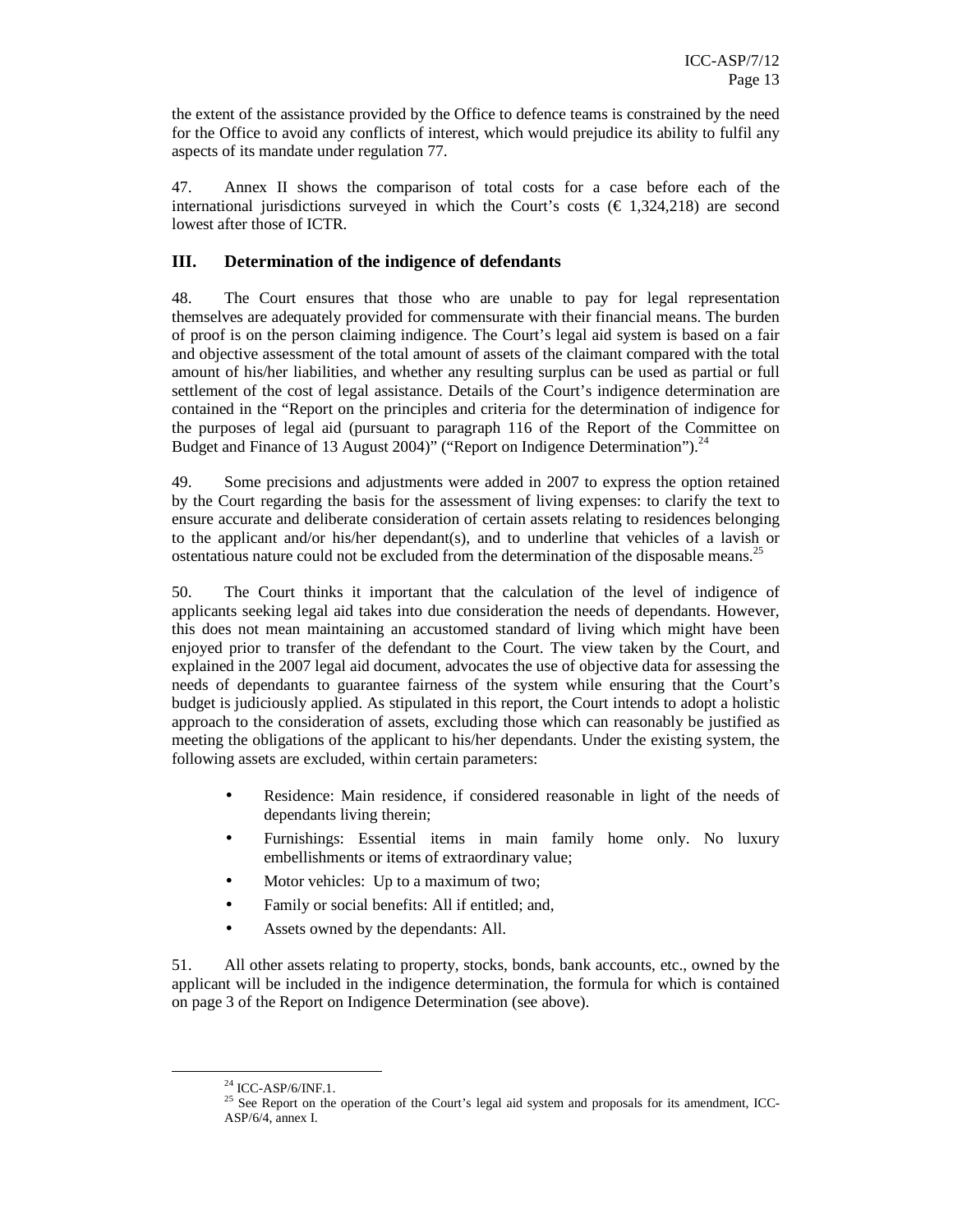the extent of the assistance provided by the Office to defence teams is constrained by the need for the Office to avoid any conflicts of interest, which would prejudice its ability to fulfil any aspects of its mandate under regulation 77.

47. Annex II shows the comparison of total costs for a case before each of the international jurisdictions surveyed in which the Court's costs (€ 1,324,218) are second lowest after those of ICTR.

## III. Determination of the indigence of defendants

48. The Court ensures that those who are unable to pay for legal representation themselves are adequately provided for commensurate with their financial means. The burden of proof is on the person claiming indigence. The Court's legal aid system is based on a fair and objective assessment of the total amount of assets of the claimant compared with the total amount of his/her liabilities, and whether any resulting surplus can be used as partial or full settlement of the cost of legal assistance. Details of the Court's indigence determination are contained in the "Report on the principles and criteria for the determination of indigence for the purposes of legal aid (pursuant to paragraph 116 of the Report of the Committee on Budget and Finance of 13 August 2004)" ("Report on Indigence Determination").[24]

49. Some precisions and adjustments were added in 2007 to express the option retained by the Court regarding the basis for the assessment of living expenses: to clarify the text to ensure accurate and deliberate consideration of certain assets relating to residences belonging to the applicant and/or his/her dependant(s), and to underline that vehicles of a lavish or ostentatious nature could not be excluded from the determination of the disposable means.[25]

50. The Court thinks it important that the calculation of the level of indigence of applicants seeking legal aid takes into due consideration the needs of dependants. However, this does not mean maintaining an accustomed standard of living which might have been enjoyed prior to transfer of the defendant to the Court. The view taken by the Court, and explained in the 2007 legal aid document, advocates the use of objective data for assessing the needs of dependants to guarantee fairness of the system while ensuring that the Court's budget is judiciously applied. As stipulated in this report, the Court intends to adopt a holistic approach to the consideration of assets, excluding those which can reasonably be justified as meeting the obligations of the applicant to his/her dependants. Under the existing system, the following assets are excluded, within certain parameters:

- Residence: Main residence, if considered reasonable in light of the needs of dependants living therein;
- Furnishings: Essential items in main family home only. No luxury embellishments or items of extraordinary value;
- Motor vehicles: Up to a maximum of two;
- Family or social benefits: All if entitled; and,
- Assets owned by the dependants: All.

51. All other assets relating to property, stocks, bonds, bank accounts, etc., owned by the applicant will be included in the indigence determination, the formula for which is contained on page 3 of the Report on Indigence Determination (see above).

---

[24] ICC-ASP/6/INF.1.

[25] See Report on the operation of the Court's legal aid system and proposals for its amendment, ICC-ASP/6/4, annex I.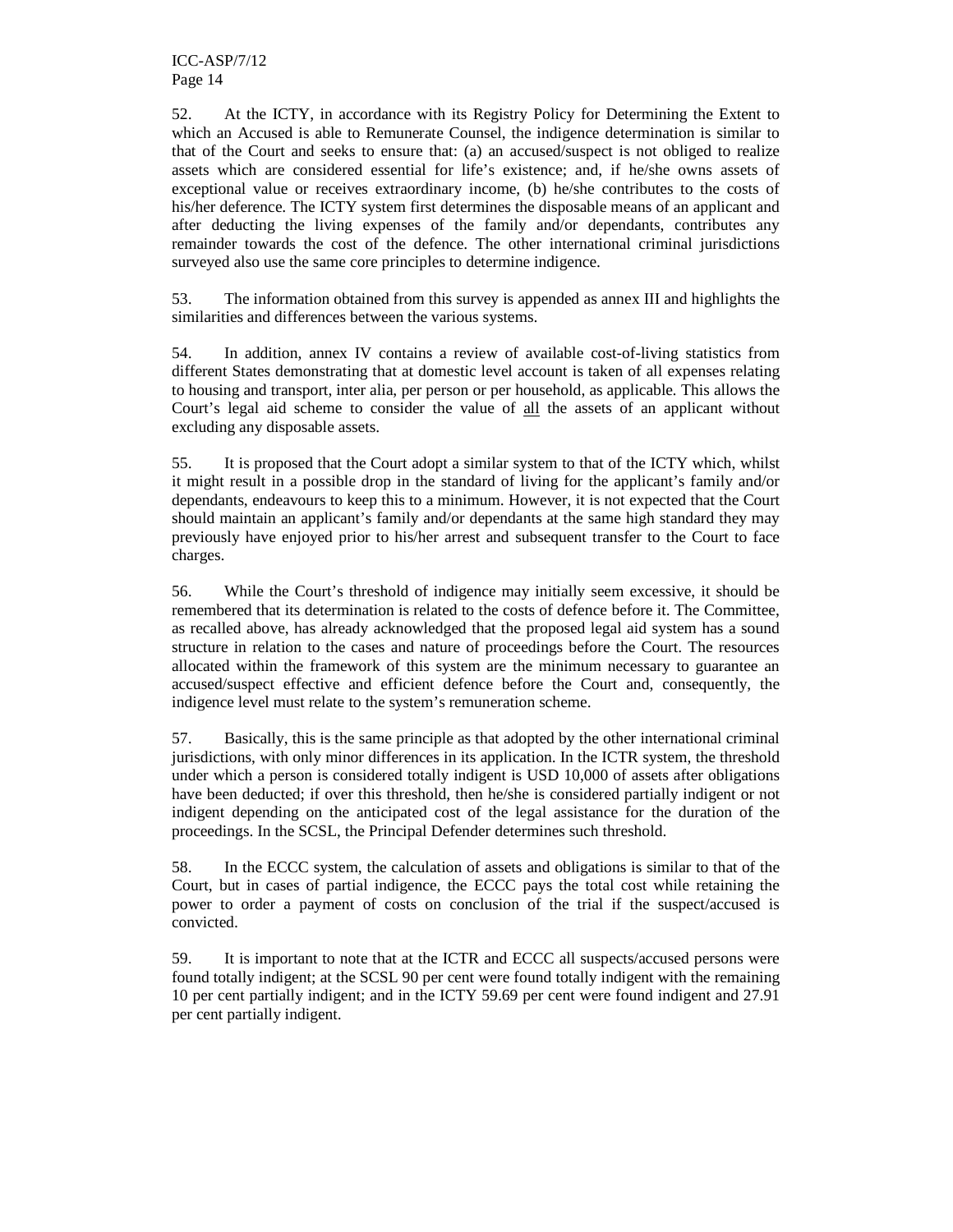52. At the ICTY, in accordance with its Registry Policy for Determining the Extent to which an Accused is able to Remunerate Counsel, the indigence determination is similar to that of the Court and seeks to ensure that: (a) an accused/suspect is not obliged to realize assets which are considered essential for life's existence; and, if he/she owns assets of exceptional value or receives extraordinary income, (b) he/she contributes to the costs of his/her deference. The ICTY system first determines the disposable means of an applicant and after deducting the living expenses of the family and/or dependants, contributes any remainder towards the cost of the defence. The other international criminal jurisdictions surveyed also use the same core principles to determine indigence.

53. The information obtained from this survey is appended as annex III and highlights the similarities and differences between the various systems.

54. In addition, annex IV contains a review of available cost-of-living statistics from different States demonstrating that at domestic level account is taken of all expenses relating to housing and transport, inter alia, per person or per household, as applicable. This allows the Court's legal aid scheme to consider the value of <u>all</u> the assets of an applicant without excluding any disposable assets.

55. It is proposed that the Court adopt a similar system to that of the ICTY which, whilst it might result in a possible drop in the standard of living for the applicant's family and/or dependants, endeavours to keep this to a minimum. However, it is not expected that the Court should maintain an applicant's family and/or dependants at the same high standard they may previously have enjoyed prior to his/her arrest and subsequent transfer to the Court to face charges.

56. While the Court's threshold of indigence may initially seem excessive, it should be remembered that its determination is related to the costs of defence before it. The Committee, as recalled above, has already acknowledged that the proposed legal aid system has a sound structure in relation to the cases and nature of proceedings before the Court. The resources allocated within the framework of this system are the minimum necessary to guarantee an accused/suspect effective and efficient defence before the Court and, consequently, the indigence level must relate to the system's remuneration scheme.

57. Basically, this is the same principle as that adopted by the other international criminal jurisdictions, with only minor differences in its application. In the ICTR system, the threshold under which a person is considered totally indigent is USD 10,000 of assets after obligations have been deducted; if over this threshold, then he/she is considered partially indigent or not indigent depending on the anticipated cost of the legal assistance for the duration of the proceedings. In the SCSL, the Principal Defender determines such threshold.

58. In the ECCC system, the calculation of assets and obligations is similar to that of the Court, but in cases of partial indigence, the ECCC pays the total cost while retaining the power to order a payment of costs on conclusion of the trial if the suspect/accused is convicted.

59. It is important to note that at the ICTR and ECCC all suspects/accused persons were found totally indigent; at the SCSL 90 per cent were found totally indigent with the remaining 10 per cent partially indigent; and in the ICTY 59.69 per cent were found indigent and 27.91 per cent partially indigent.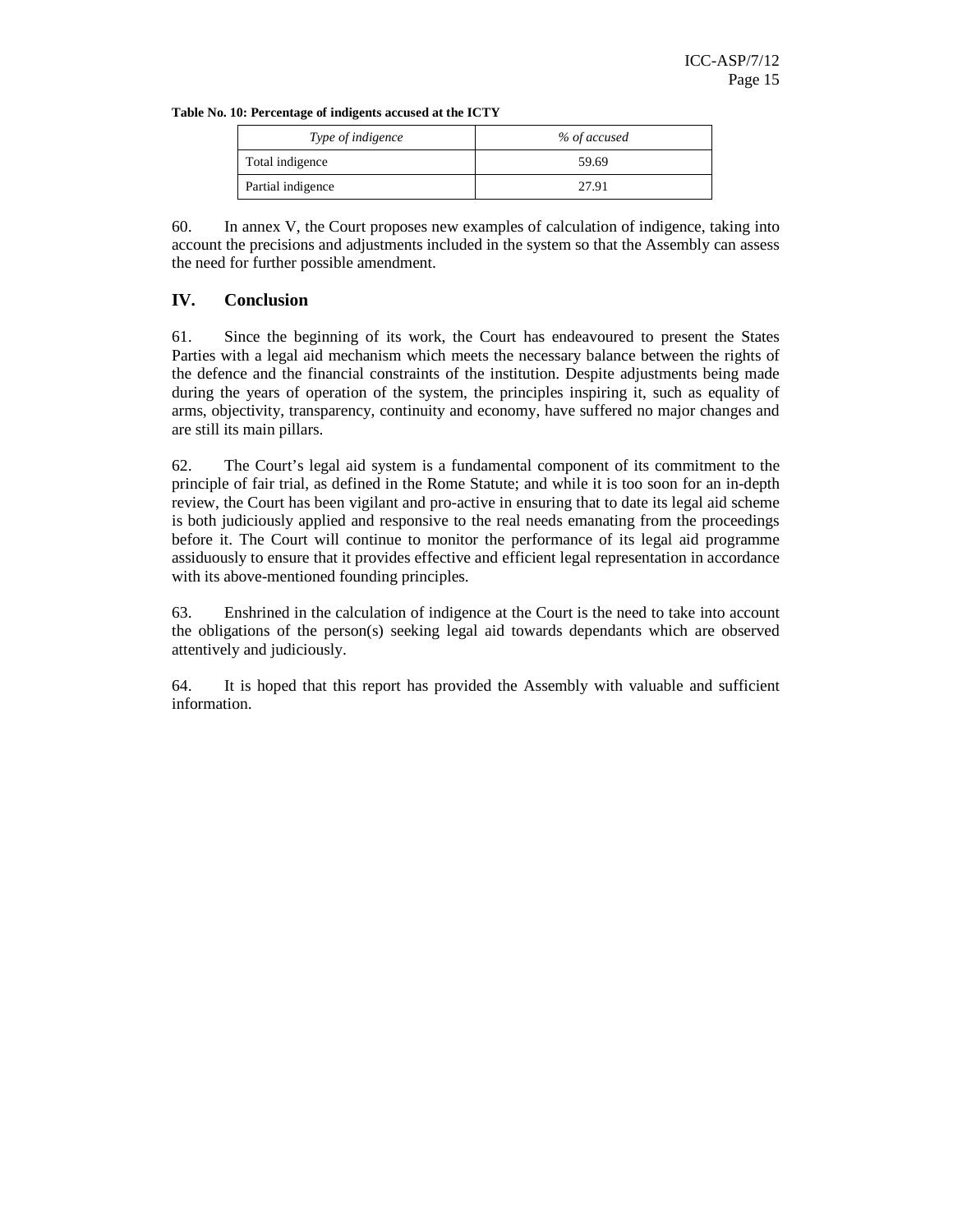**Table No. 10: Percentage of indigents accused at the ICTY**

| *Type of indigence* | *% of accused* |
|---|---|
| Total indigence | 59.69 |
| Partial indigence | 27.91 |

60. In annex V, the Court proposes new examples of calculation of indigence, taking into account the precisions and adjustments included in the system so that the Assembly can assess the need for further possible amendment.

## IV. Conclusion

61. Since the beginning of its work, the Court has endeavoured to present the States Parties with a legal aid mechanism which meets the necessary balance between the rights of the defence and the financial constraints of the institution. Despite adjustments being made during the years of operation of the system, the principles inspiring it, such as equality of arms, objectivity, transparency, continuity and economy, have suffered no major changes and are still its main pillars.

62. The Court's legal aid system is a fundamental component of its commitment to the principle of fair trial, as defined in the Rome Statute; and while it is too soon for an in-depth review, the Court has been vigilant and pro-active in ensuring that to date its legal aid scheme is both judiciously applied and responsive to the real needs emanating from the proceedings before it. The Court will continue to monitor the performance of its legal aid programme assiduously to ensure that it provides effective and efficient legal representation in accordance with its above-mentioned founding principles.

63. Enshrined in the calculation of indigence at the Court is the need to take into account the obligations of the person(s) seeking legal aid towards dependants which are observed attentively and judiciously.

64. It is hoped that this report has provided the Assembly with valuable and sufficient information.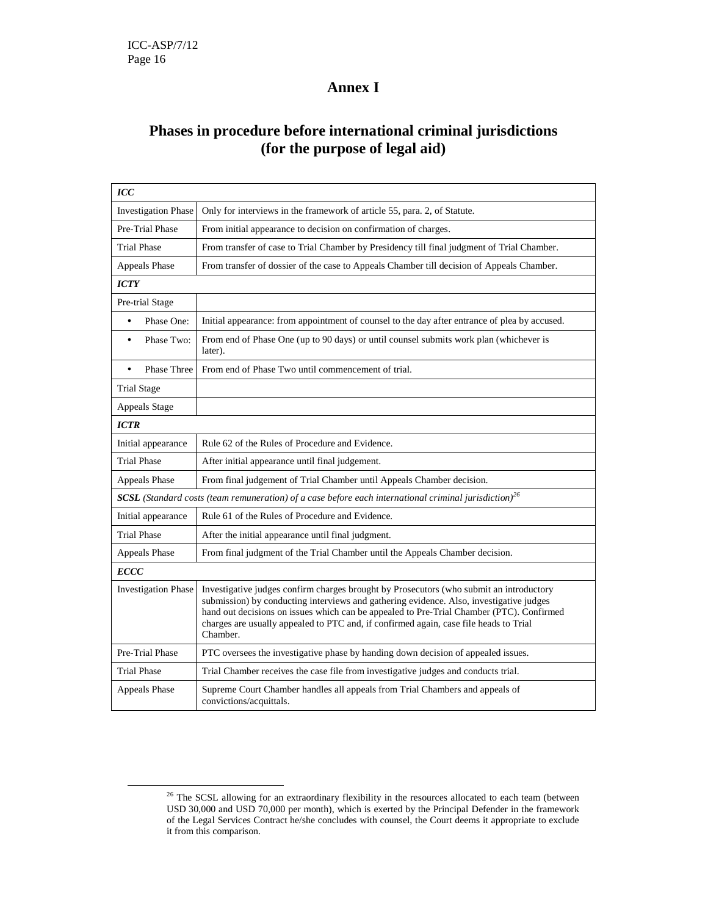# Annex I

## Phases in procedure before international criminal jurisdictions (for the purpose of legal aid)

| ***ICC*** | |
|---|---|
| Investigation Phase | Only for interviews in the framework of article 55, para. 2, of Statute. |
| Pre-Trial Phase | From initial appearance to decision on confirmation of charges. |
| Trial Phase | From transfer of case to Trial Chamber by Presidency till final judgment of Trial Chamber. |
| Appeals Phase | From transfer of dossier of the case to Appeals Chamber till decision of Appeals Chamber. |
| ***ICTY*** | |
| Pre-trial Stage | |
| • Phase One: | Initial appearance: from appointment of counsel to the day after entrance of plea by accused. |
| • Phase Two: | From end of Phase One (up to 90 days) or until counsel submits work plan (whichever is later). |
| • Phase Three | From end of Phase Two until commencement of trial. |
| Trial Stage | |
| Appeals Stage | |
| ***ICTR*** | |
| Initial appearance | Rule 62 of the Rules of Procedure and Evidence. |
| Trial Phase | After initial appearance until final judgement. |
| Appeals Phase | From final judgement of Trial Chamber until Appeals Chamber decision. |
| ***SCSL*** *(Standard costs (team remuneration) of a case before each international criminal jurisdiction)*[26] | |
| Initial appearance | Rule 61 of the Rules of Procedure and Evidence. |
| Trial Phase | After the initial appearance until final judgment. |
| Appeals Phase | From final judgment of the Trial Chamber until the Appeals Chamber decision. |
| ***ECCC*** | |
| Investigation Phase | Investigative judges confirm charges brought by Prosecutors (who submit an introductory submission) by conducting interviews and gathering evidence. Also, investigative judges hand out decisions on issues which can be appealed to Pre-Trial Chamber (PTC). Confirmed charges are usually appealed to PTC and, if confirmed again, case file heads to Trial Chamber. |
| Pre-Trial Phase | PTC oversees the investigative phase by handing down decision of appealed issues. |
| Trial Phase | Trial Chamber receives the case file from investigative judges and conducts trial. |
| Appeals Phase | Supreme Court Chamber handles all appeals from Trial Chambers and appeals of convictions/acquittals. |

[26] The SCSL allowing for an extraordinary flexibility in the resources allocated to each team (between USD 30,000 and USD 70,000 per month), which is exerted by the Principal Defender in the framework of the Legal Services Contract he/she concludes with counsel, the Court deems it appropriate to exclude it from this comparison.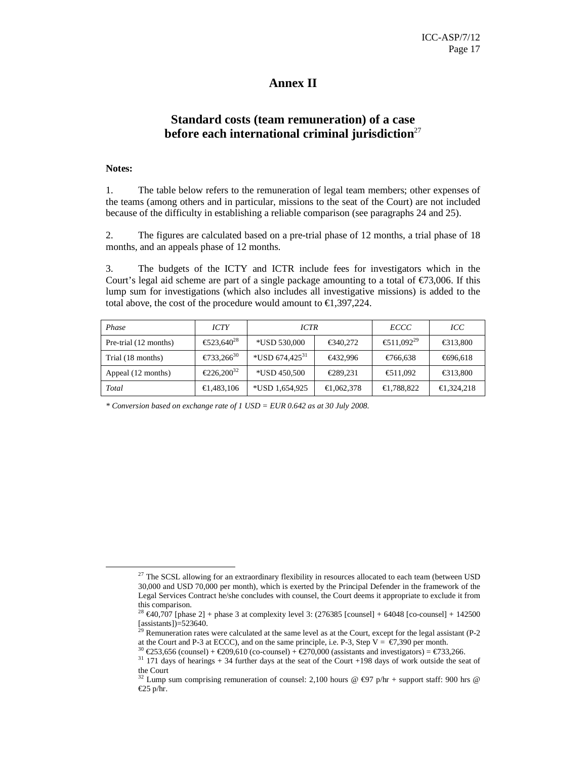# Annex II

## Standard costs (team remuneration) of a case before each international criminal jurisdiction[27]

**Notes:**

1. The table below refers to the remuneration of legal team members; other expenses of the teams (among others and in particular, missions to the seat of the Court) are not included because of the difficulty in establishing a reliable comparison (see paragraphs 24 and 25).

2. The figures are calculated based on a pre-trial phase of 12 months, a trial phase of 18 months, and an appeals phase of 12 months.

3. The budgets of the ICTY and ICTR include fees for investigators which in the Court's legal aid scheme are part of a single package amounting to a total of €73,006. If this lump sum for investigations (which also includes all investigative missions) is added to the total above, the cost of the procedure would amount to €1,397,224.

| *Phase* | *ICTY* | *ICTR* | | *ECCC* | *ICC* |
|---|---|---|---|---|---|
| Pre-trial (12 months) | €523,640[28] | *USD 530,000 | €340,272 | €511,092[29] | €313,800 |
| Trial (18 months) | €733,266[30] | *USD 674,425[31] | €432,996 | €766,638 | €696,618 |
| Appeal (12 months) | €226,200[32] | *USD 450,500 | €289,231 | €511,092 | €313,800 |
| *Total* | €1,483,106 | *USD 1,654,925 | €1,062,378 | €1,788,822 | €1,324,218 |

*\* Conversion based on exchange rate of 1 USD = EUR 0.642 as at 30 July 2008.*

---

[27] The SCSL allowing for an extraordinary flexibility in resources allocated to each team (between USD 30,000 and USD 70,000 per month), which is exerted by the Principal Defender in the framework of the Legal Services Contract he/she concludes with counsel, the Court deems it appropriate to exclude it from this comparison.

[28] €40,707 [phase 2] + phase 3 at complexity level 3: (276385 [counsel] + 64048 [co-counsel] + 142500 [assistants])=523640.

[29] Remuneration rates were calculated at the same level as at the Court, except for the legal assistant (P-2 at the Court and P-3 at ECCC), and on the same principle, i.e. P-3, Step V = €7,390 per month.

[30] €253,656 (counsel) + €209,610 (co-counsel) + €270,000 (assistants and investigators) = €733,266.

[31] 171 days of hearings + 34 further days at the seat of the Court +198 days of work outside the seat of the Court

[32] Lump sum comprising remuneration of counsel: 2,100 hours @ €97 p/hr + support staff: 900 hrs @ €25 p/hr.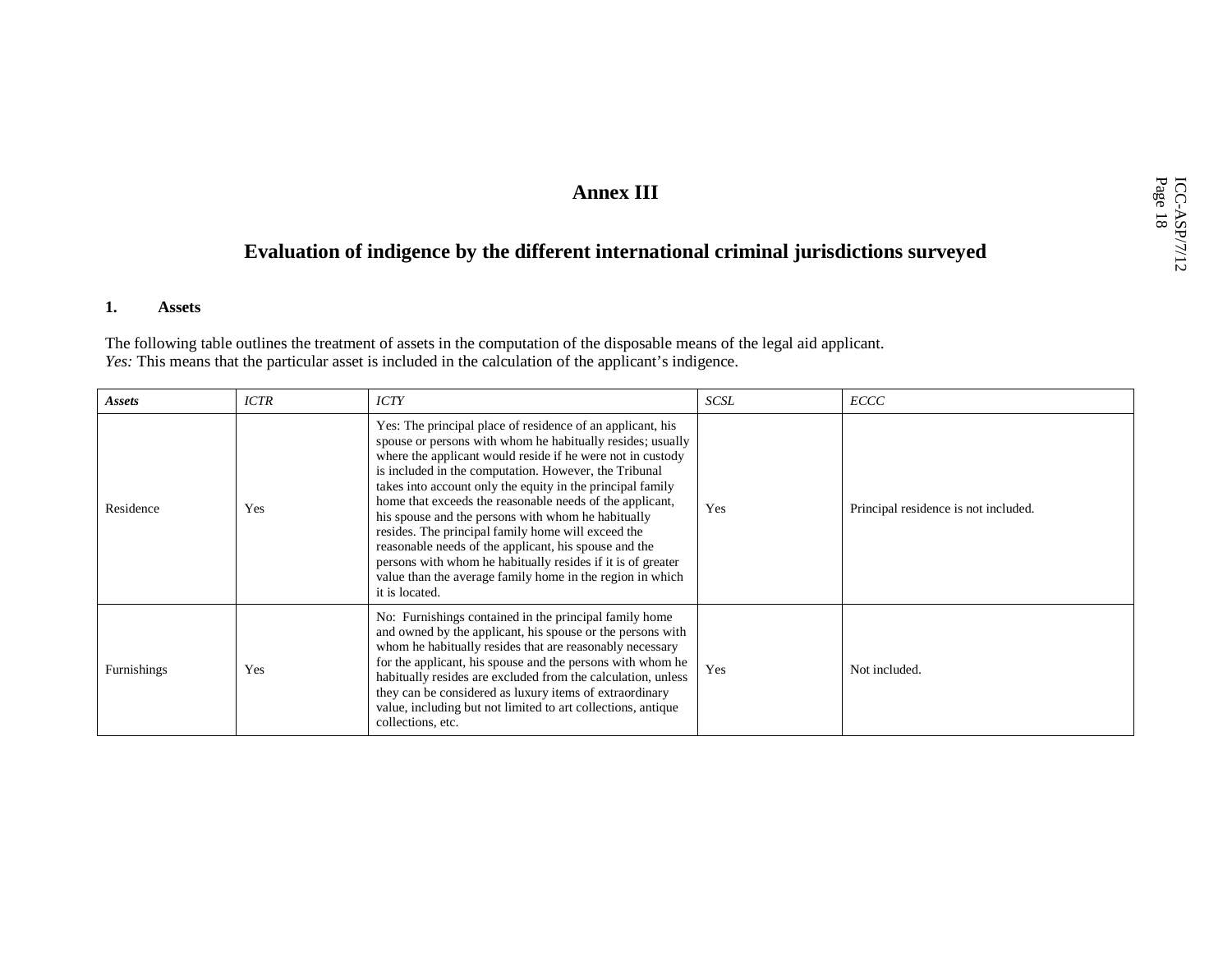# Annex III

## Evaluation of indigence by the different international criminal jurisdictions surveyed

### 1. Assets

The following table outlines the treatment of assets in the computation of the disposable means of the legal aid applicant.
*Yes:* This means that the particular asset is included in the calculation of the applicant's indigence.

| ***Assets*** | *ICTR* | *ICTY* | *SCSL* | *ECCC* |
|---|---|---|---|---|
| Residence | Yes | Yes: The principal place of residence of an applicant, his spouse or persons with whom he habitually resides; usually where the applicant would reside if he were not in custody is included in the computation. However, the Tribunal takes into account only the equity in the principal family home that exceeds the reasonable needs of the applicant, his spouse and the persons with whom he habitually resides. The principal family home will exceed the reasonable needs of the applicant, his spouse and the persons with whom he habitually resides if it is of greater value than the average family home in the region in which it is located. | Yes | Principal residence is not included. |
| Furnishings | Yes | No: Furnishings contained in the principal family home and owned by the applicant, his spouse or the persons with whom he habitually resides that are reasonably necessary for the applicant, his spouse and the persons with whom he habitually resides are excluded from the calculation, unless they can be considered as luxury items of extraordinary value, including but not limited to art collections, antique collections, etc. | Yes | Not included. |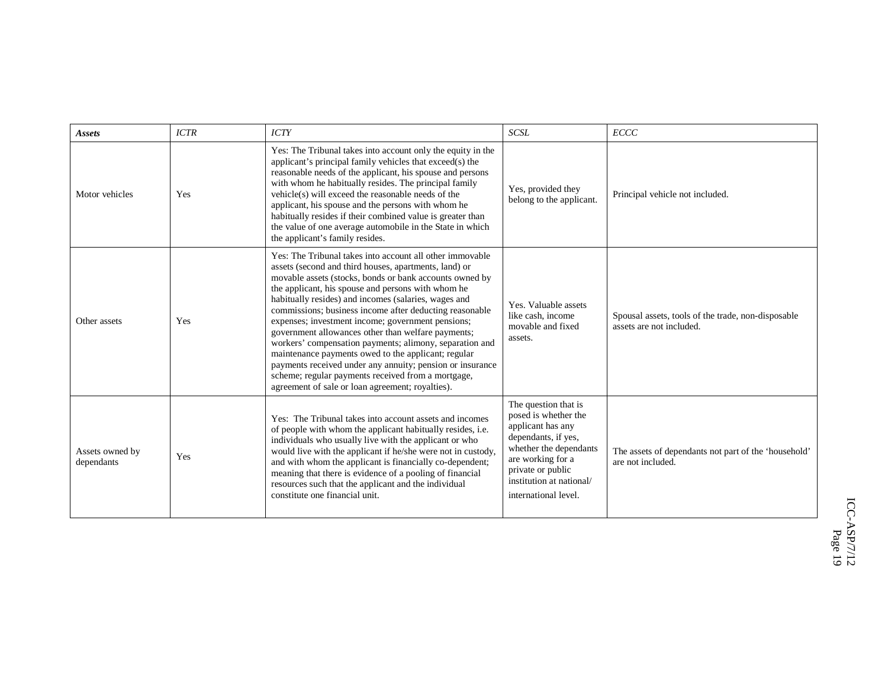| ***Assets*** | *ICTR* | *ICTY* | *SCSL* | *ECCC* |
|---|---|---|---|---|
| Motor vehicles | Yes | Yes: The Tribunal takes into account only the equity in the applicant's principal family vehicles that exceed(s) the reasonable needs of the applicant, his spouse and persons with whom he habitually resides. The principal family vehicle(s) will exceed the reasonable needs of the applicant, his spouse and the persons with whom he habitually resides if their combined value is greater than the value of one average automobile in the State in which the applicant's family resides. | Yes, provided they belong to the applicant. | Principal vehicle not included. |
| Other assets | Yes | Yes: The Tribunal takes into account all other immovable assets (second and third houses, apartments, land) or movable assets (stocks, bonds or bank accounts owned by the applicant, his spouse and persons with whom he habitually resides) and incomes (salaries, wages and commissions; business income after deducting reasonable expenses; investment income; government pensions; government allowances other than welfare payments; workers' compensation payments; alimony, separation and maintenance payments owed to the applicant; regular payments received under any annuity; pension or insurance scheme; regular payments received from a mortgage, agreement of sale or loan agreement; royalties). | Yes. Valuable assets like cash, income movable and fixed assets. | Spousal assets, tools of the trade, non-disposable assets are not included. |
| Assets owned by dependants | Yes | Yes: The Tribunal takes into account assets and incomes of people with whom the applicant habitually resides, i.e. individuals who usually live with the applicant or who would live with the applicant if he/she were not in custody, and with whom the applicant is financially co-dependent; meaning that there is evidence of a pooling of financial resources such that the applicant and the individual constitute one financial unit. | The question that is posed is whether the applicant has any dependants, if yes, whether the dependants are working for a private or public institution at national/ international level. | The assets of dependants not part of the 'household' are not included. |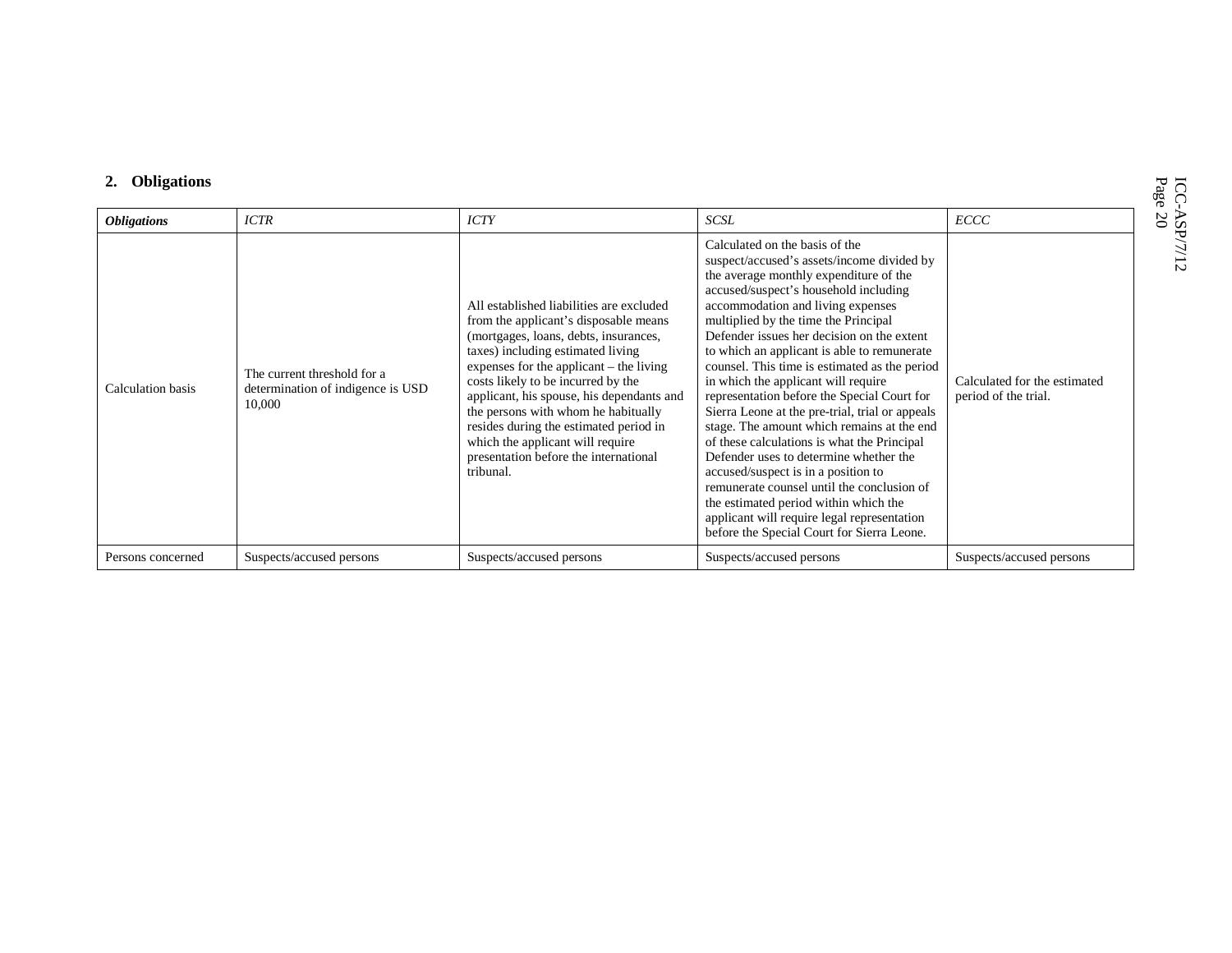## 2. Obligations

| *Obligations* | *ICTR* | *ICTY* | *SCSL* | *ECCC* |
|---|---|---|---|---|
| Calculation basis | The current threshold for a determination of indigence is USD 10,000 | All established liabilities are excluded from the applicant's disposable means (mortgages, loans, debts, insurances, taxes) including estimated living expenses for the applicant – the living costs likely to be incurred by the applicant, his spouse, his dependants and the persons with whom he habitually resides during the estimated period in which the applicant will require presentation before the international tribunal. | Calculated on the basis of the suspect/accused's assets/income divided by the average monthly expenditure of the accused/suspect's household including accommodation and living expenses multiplied by the time the Principal Defender issues her decision on the extent to which an applicant is able to remunerate counsel. This time is estimated as the period in which the applicant will require representation before the Special Court for Sierra Leone at the pre-trial, trial or appeals stage. The amount which remains at the end of these calculations is what the Principal Defender uses to determine whether the accused/suspect is in a position to remunerate counsel until the conclusion of the estimated period within which the applicant will require legal representation before the Special Court for Sierra Leone. | Calculated for the estimated period of the trial. |
| Persons concerned | Suspects/accused persons | Suspects/accused persons | Suspects/accused persons | Suspects/accused persons |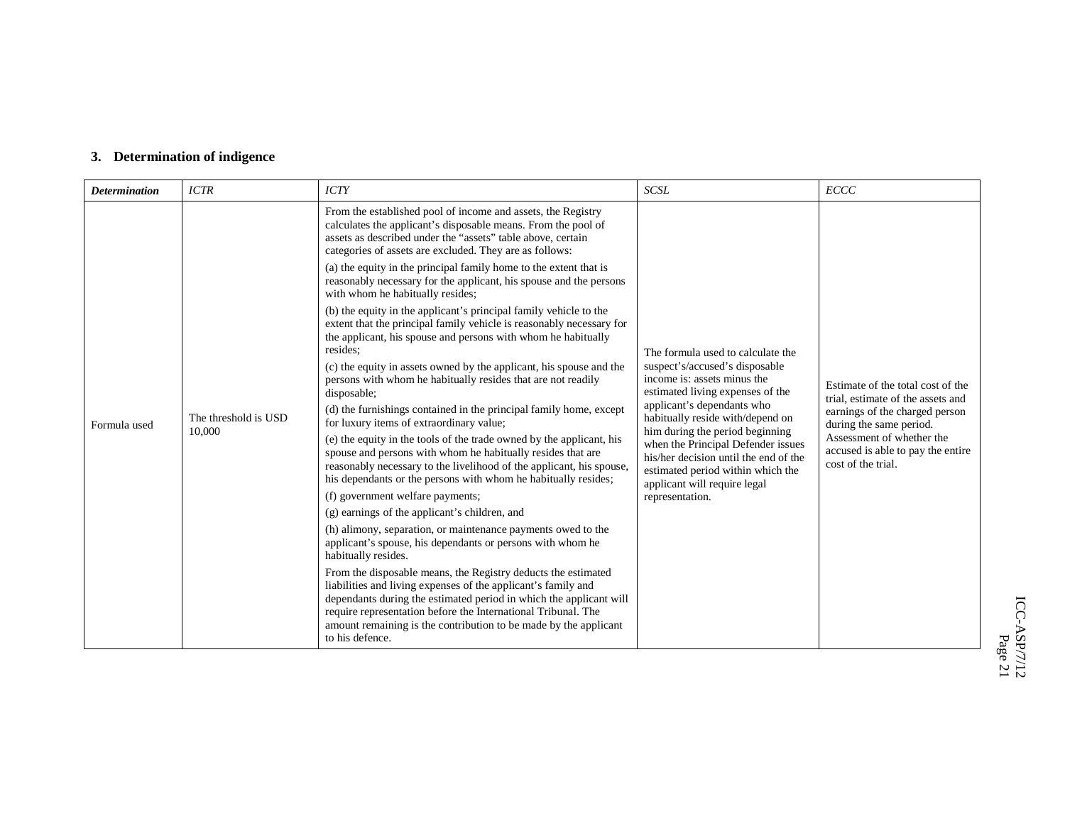### 3. Determination of indigence

| ***Determination*** | *ICTR* | *ICTY* | *SCSL* | *ECCC* |
|---|---|---|---|---|
| Formula used | The threshold is USD 10,000 | From the established pool of income and assets, the Registry calculates the applicant's disposable means. From the pool of assets as described under the "assets" table above, certain categories of assets are excluded. They are as follows:<br>(a) the equity in the principal family home to the extent that is reasonably necessary for the applicant, his spouse and the persons with whom he habitually resides;<br>(b) the equity in the applicant's principal family vehicle to the extent that the principal family vehicle is reasonably necessary for the applicant, his spouse and persons with whom he habitually resides;<br>(c) the equity in assets owned by the applicant, his spouse and the persons with whom he habitually resides that are not readily disposable;<br>(d) the furnishings contained in the principal family home, except for luxury items of extraordinary value;<br>(e) the equity in the tools of the trade owned by the applicant, his spouse and persons with whom he habitually resides that are reasonably necessary to the livelihood of the applicant, his spouse, his dependants or the persons with whom he habitually resides;<br>(f) government welfare payments;<br>(g) earnings of the applicant's children, and<br>(h) alimony, separation, or maintenance payments owed to the applicant's spouse, his dependants or persons with whom he habitually resides.<br>From the disposable means, the Registry deducts the estimated liabilities and living expenses of the applicant's family and dependants during the estimated period in which the applicant will require representation before the International Tribunal. The amount remaining is the contribution to be made by the applicant to his defence. | The formula used to calculate the suspect's/accused's disposable income is: assets minus the estimated living expenses of the applicant's dependants who habitually reside with/depend on him during the period beginning when the Principal Defender issues his/her decision until the end of the estimated period within which the applicant will require legal representation. | Estimate of the total cost of the trial, estimate of the assets and earnings of the charged person during the same period. Assessment of whether the accused is able to pay the entire cost of the trial. |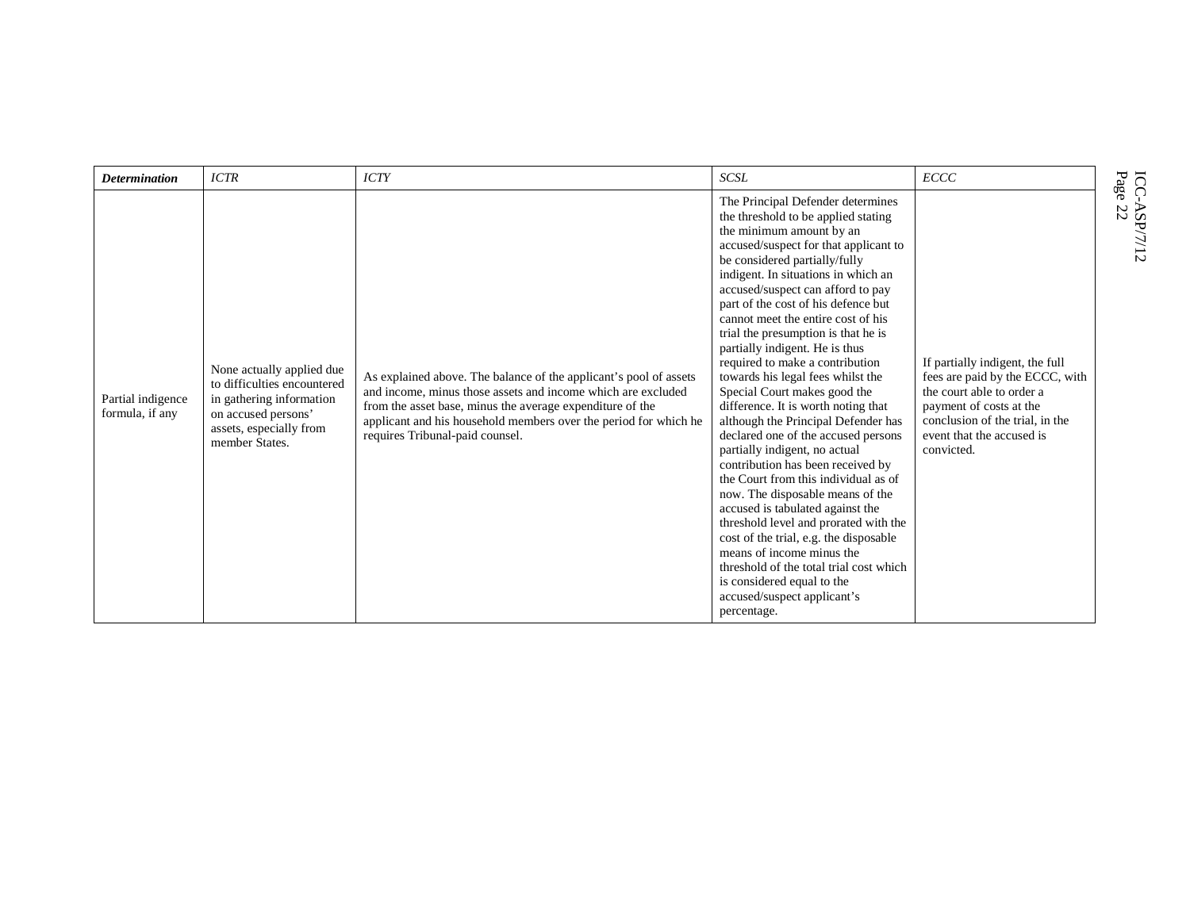| *Determination* | *ICTR* | *ICTY* | *SCSL* | *ECCC* |
|---|---|---|---|---|
| Partial indigence formula, if any | None actually applied due to difficulties encountered in gathering information on accused persons' assets, especially from member States. | As explained above. The balance of the applicant's pool of assets and income, minus those assets and income which are excluded from the asset base, minus the average expenditure of the applicant and his household members over the period for which he requires Tribunal-paid counsel. | The Principal Defender determines the threshold to be applied stating the minimum amount by an accused/suspect for that applicant to be considered partially/fully indigent. In situations in which an accused/suspect can afford to pay part of the cost of his defence but cannot meet the entire cost of his trial the presumption is that he is partially indigent. He is thus required to make a contribution towards his legal fees whilst the Special Court makes good the difference. It is worth noting that although the Principal Defender has declared one of the accused persons partially indigent, no actual contribution has been received by the Court from this individual as of now. The disposable means of the accused is tabulated against the threshold level and prorated with the cost of the trial, e.g. the disposable means of income minus the threshold of the total trial cost which is considered equal to the accused/suspect applicant's percentage. | If partially indigent, the full fees are paid by the ECCC, with the court able to order a payment of costs at the conclusion of the trial, in the event that the accused is convicted. |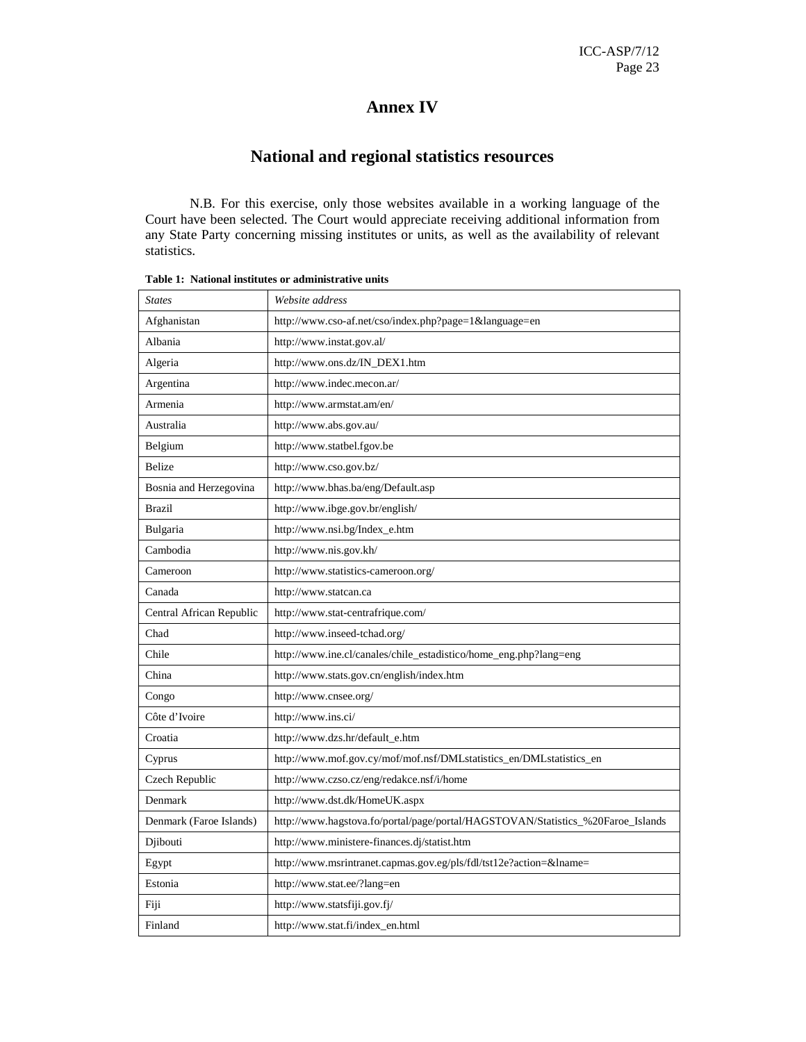# Annex IV

## National and regional statistics resources

N.B. For this exercise, only those websites available in a working language of the Court have been selected. The Court would appreciate receiving additional information from any State Party concerning missing institutes or units, as well as the availability of relevant statistics.

**Table 1: National institutes or administrative units**

| *States* | *Website address* |
|---|---|
| Afghanistan | http://www.cso-af.net/cso/index.php?page=1&language=en |
| Albania | http://www.instat.gov.al/ |
| Algeria | http://www.ons.dz/IN_DEX1.htm |
| Argentina | http://www.indec.mecon.ar/ |
| Armenia | http://www.armstat.am/en/ |
| Australia | http://www.abs.gov.au/ |
| Belgium | http://www.statbel.fgov.be |
| Belize | http://www.cso.gov.bz/ |
| Bosnia and Herzegovina | http://www.bhas.ba/eng/Default.asp |
| Brazil | http://www.ibge.gov.br/english/ |
| Bulgaria | http://www.nsi.bg/Index_e.htm |
| Cambodia | http://www.nis.gov.kh/ |
| Cameroon | http://www.statistics-cameroon.org/ |
| Canada | http://www.statcan.ca |
| Central African Republic | http://www.stat-centrafrique.com/ |
| Chad | http://www.inseed-tchad.org/ |
| Chile | http://www.ine.cl/canales/chile_estadistico/home_eng.php?lang=eng |
| China | http://www.stats.gov.cn/english/index.htm |
| Congo | http://www.cnsee.org/ |
| Côte d'Ivoire | http://www.ins.ci/ |
| Croatia | http://www.dzs.hr/default_e.htm |
| Cyprus | http://www.mof.gov.cy/mof/mof.nsf/DMLstatistics_en/DMLstatistics_en |
| Czech Republic | http://www.czso.cz/eng/redakce.nsf/i/home |
| Denmark | http://www.dst.dk/HomeUK.aspx |
| Denmark (Faroe Islands) | http://www.hagstova.fo/portal/page/portal/HAGSTOVAN/Statistics_%20Faroe_Islands |
| Djibouti | http://www.ministere-finances.dj/statist.htm |
| Egypt | http://www.msrintranet.capmas.gov.eg/pls/fdl/tst12e?action=&lname= |
| Estonia | http://www.stat.ee/?lang=en |
| Fiji | http://www.statsfiji.gov.fj/ |
| Finland | http://www.stat.fi/index_en.html |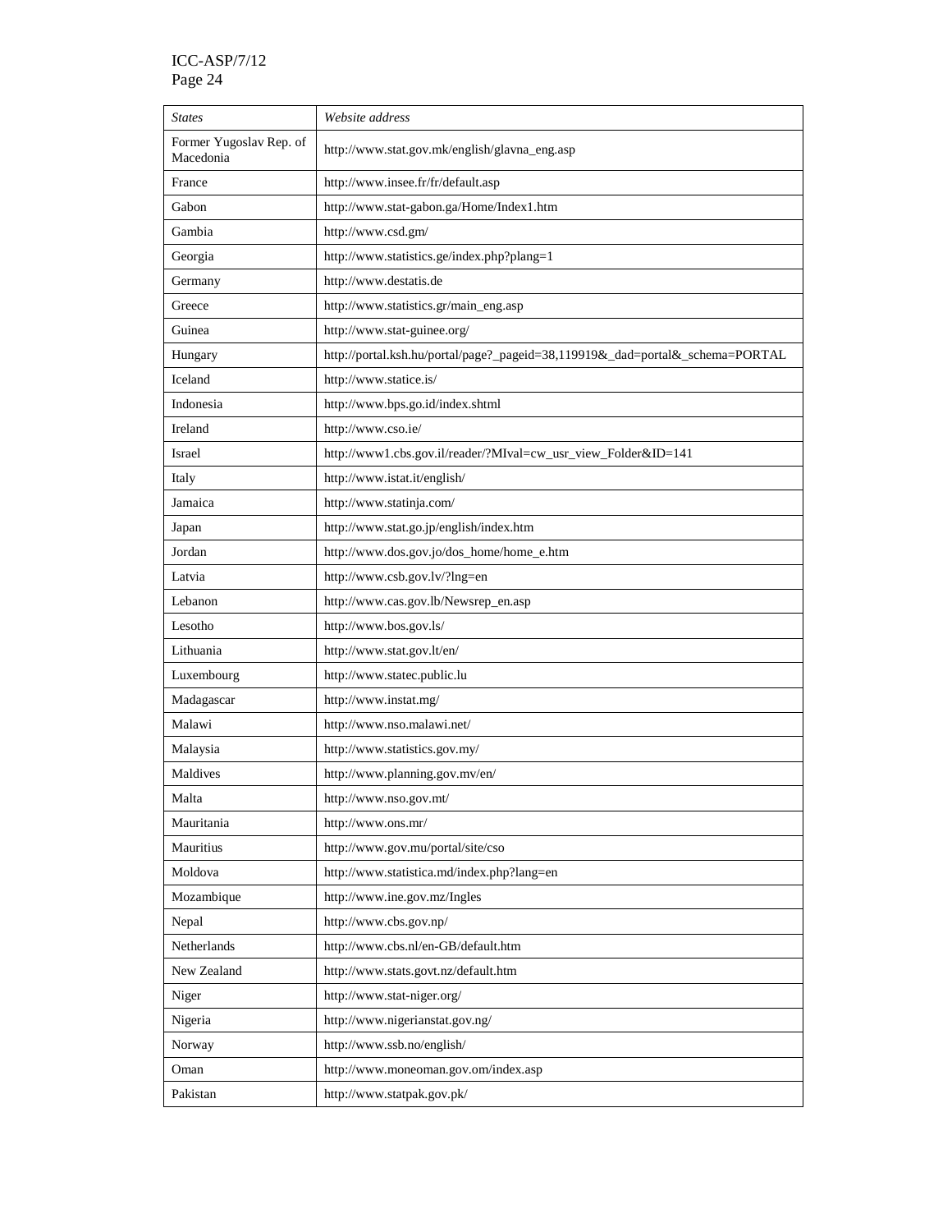| *States* | *Website address* |
| --- | --- |
| Former Yugoslav Rep. of Macedonia | http://www.stat.gov.mk/english/glavna_eng.asp |
| France | http://www.insee.fr/fr/default.asp |
| Gabon | http://www.stat-gabon.ga/Home/Index1.htm |
| Gambia | http://www.csd.gm/ |
| Georgia | http://www.statistics.ge/index.php?plang=1 |
| Germany | http://www.destatis.de |
| Greece | http://www.statistics.gr/main_eng.asp |
| Guinea | http://www.stat-guinee.org/ |
| Hungary | http://portal.ksh.hu/portal/page?_pageid=38,119919&_dad=portal&_schema=PORTAL |
| Iceland | http://www.statice.is/ |
| Indonesia | http://www.bps.go.id/index.shtml |
| Ireland | http://www.cso.ie/ |
| Israel | http://www1.cbs.gov.il/reader/?MIval=cw_usr_view_Folder&ID=141 |
| Italy | http://www.istat.it/english/ |
| Jamaica | http://www.statinja.com/ |
| Japan | http://www.stat.go.jp/english/index.htm |
| Jordan | http://www.dos.gov.jo/dos_home/home_e.htm |
| Latvia | http://www.csb.gov.lv/?lng=en |
| Lebanon | http://www.cas.gov.lb/Newsrep_en.asp |
| Lesotho | http://www.bos.gov.ls/ |
| Lithuania | http://www.stat.gov.lt/en/ |
| Luxembourg | http://www.statec.public.lu |
| Madagascar | http://www.instat.mg/ |
| Malawi | http://www.nso.malawi.net/ |
| Malaysia | http://www.statistics.gov.my/ |
| Maldives | http://www.planning.gov.mv/en/ |
| Malta | http://www.nso.gov.mt/ |
| Mauritania | http://www.ons.mr/ |
| Mauritius | http://www.gov.mu/portal/site/cso |
| Moldova | http://www.statistica.md/index.php?lang=en |
| Mozambique | http://www.ine.gov.mz/Ingles |
| Nepal | http://www.cbs.gov.np/ |
| Netherlands | http://www.cbs.nl/en-GB/default.htm |
| New Zealand | http://www.stats.govt.nz/default.htm |
| Niger | http://www.stat-niger.org/ |
| Nigeria | http://www.nigerianstat.gov.ng/ |
| Norway | http://www.ssb.no/english/ |
| Oman | http://www.moneoman.gov.om/index.asp |
| Pakistan | http://www.statpak.gov.pk/ |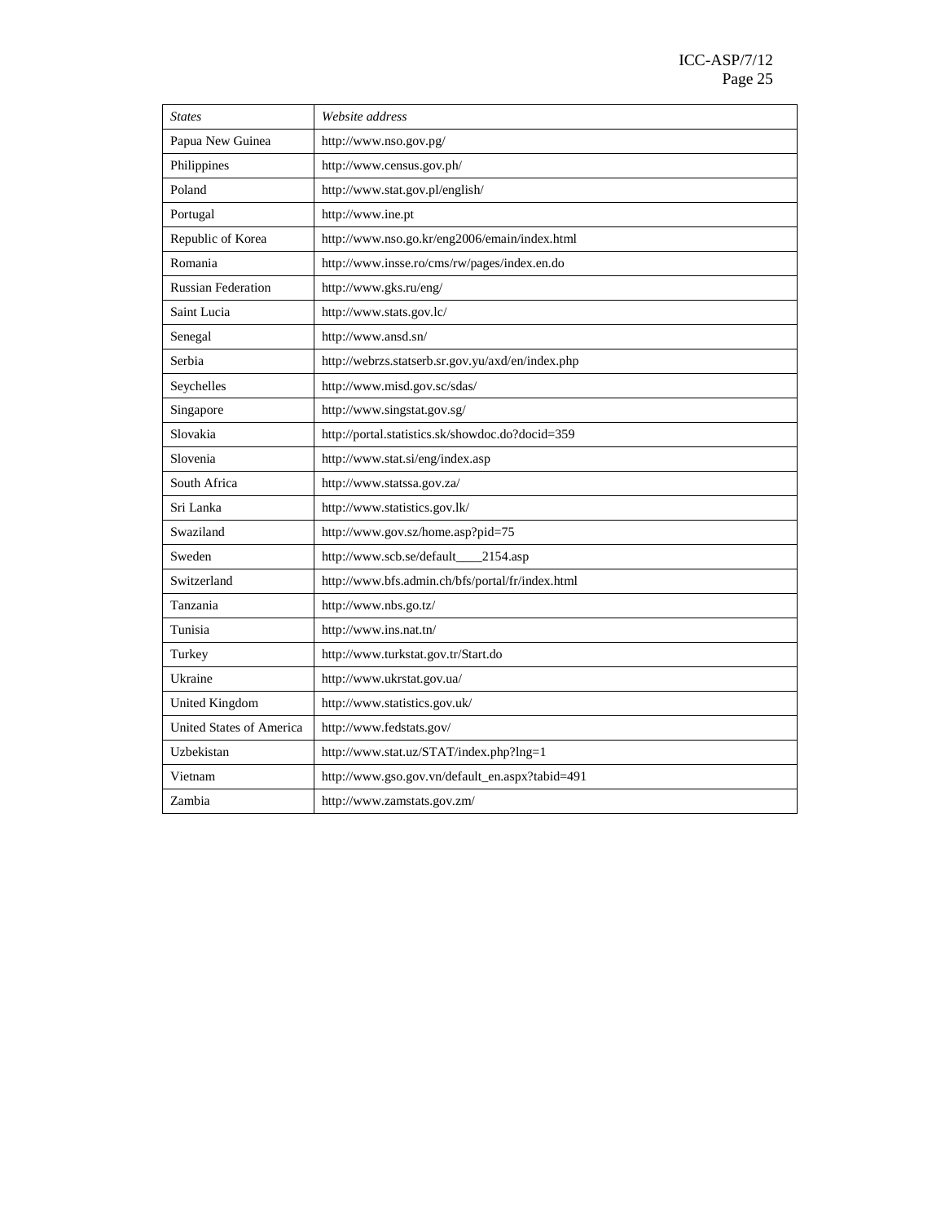| *States* | *Website address* |
|---|---|
| Papua New Guinea | http://www.nso.gov.pg/ |
| Philippines | http://www.census.gov.ph/ |
| Poland | http://www.stat.gov.pl/english/ |
| Portugal | http://www.ine.pt |
| Republic of Korea | http://www.nso.go.kr/eng2006/emain/index.html |
| Romania | http://www.insse.ro/cms/rw/pages/index.en.do |
| Russian Federation | http://www.gks.ru/eng/ |
| Saint Lucia | http://www.stats.gov.lc/ |
| Senegal | http://www.ansd.sn/ |
| Serbia | http://webrzs.statserb.sr.gov.yu/axd/en/index.php |
| Seychelles | http://www.misd.gov.sc/sdas/ |
| Singapore | http://www.singstat.gov.sg/ |
| Slovakia | http://portal.statistics.sk/showdoc.do?docid=359 |
| Slovenia | http://www.stat.si/eng/index.asp |
| South Africa | http://www.statssa.gov.za/ |
| Sri Lanka | http://www.statistics.gov.lk/ |
| Swaziland | http://www.gov.sz/home.asp?pid=75 |
| Sweden | http://www.scb.se/default____2154.asp |
| Switzerland | http://www.bfs.admin.ch/bfs/portal/fr/index.html |
| Tanzania | http://www.nbs.go.tz/ |
| Tunisia | http://www.ins.nat.tn/ |
| Turkey | http://www.turkstat.gov.tr/Start.do |
| Ukraine | http://www.ukrstat.gov.ua/ |
| United Kingdom | http://www.statistics.gov.uk/ |
| United States of America | http://www.fedstats.gov/ |
| Uzbekistan | http://www.stat.uz/STAT/index.php?lng=1 |
| Vietnam | http://www.gso.gov.vn/default_en.aspx?tabid=491 |
| Zambia | http://www.zamstats.gov.zm/ |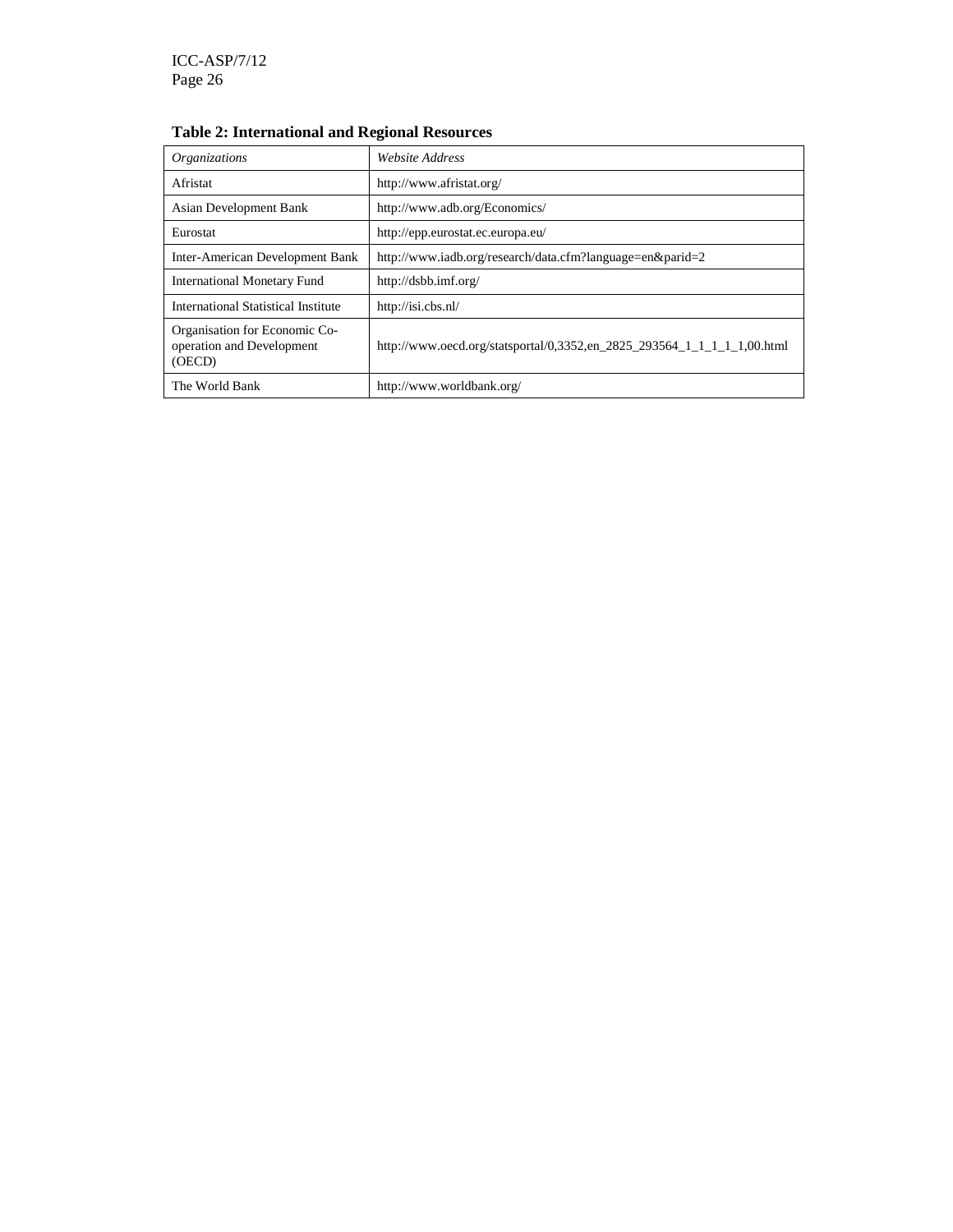**Table 2: International and Regional Resources**

| *Organizations* | *Website Address* |
|---|---|
| Afristat | http://www.afristat.org/ |
| Asian Development Bank | http://www.adb.org/Economics/ |
| Eurostat | http://epp.eurostat.ec.europa.eu/ |
| Inter-American Development Bank | http://www.iadb.org/research/data.cfm?language=en&parid=2 |
| International Monetary Fund | http://dsbb.imf.org/ |
| International Statistical Institute | http://isi.cbs.nl/ |
| Organisation for Economic Co-operation and Development (OECD) | http://www.oecd.org/statsportal/0,3352,en_2825_293564_1_1_1_1_1,00.html |
| The World Bank | http://www.worldbank.org/ |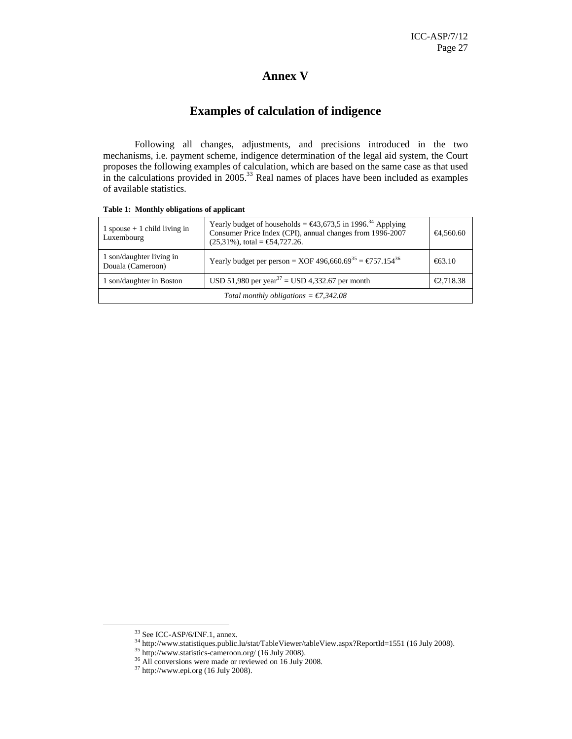# Annex V

## Examples of calculation of indigence

Following all changes, adjustments, and precisions introduced in the two mechanisms, i.e. payment scheme, indigence determination of the legal aid system, the Court proposes the following examples of calculation, which are based on the same case as that used in the calculations provided in 2005.[33] Real names of places have been included as examples of available statistics.

**Table 1: Monthly obligations of applicant**

| | | |
|---|---|---|
| 1 spouse + 1 child living in Luxembourg | Yearly budget of households = €43,673,5 in 1996.[34] Applying Consumer Price Index (CPI), annual changes from 1996-2007 (25,31%), total = €54,727.26. | €4,560.60 |
| 1 son/daughter living in Douala (Cameroon) | Yearly budget per person = XOF 496,660.69[35] = €757.154[36] | €63.10 |
| 1 son/daughter in Boston | USD 51,980 per year[37] = USD 4,332.67 per month | €2,718.38 |
| *Total monthly obligations = €7,342.08* | | |

[33] See ICC-ASP/6/INF.1, annex.

[34] http://www.statistiques.public.lu/stat/TableViewer/tableView.aspx?ReportId=1551 (16 July 2008).

[35] http://www.statistics-cameroon.org/ (16 July 2008).

[36] All conversions were made or reviewed on 16 July 2008.

[37] http://www.epi.org (16 July 2008).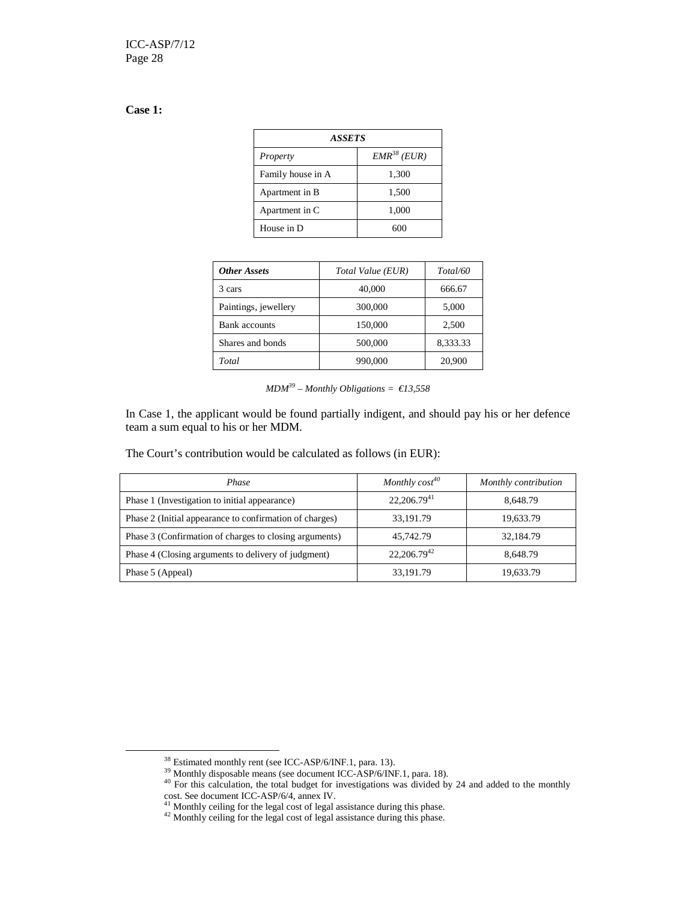**Case 1:**

| *ASSETS* | |
|---|---|
| *Property* | *EMR*[38] *(EUR)* |
| Family house in A | 1,300 |
| Apartment in B | 1,500 |
| Apartment in C | 1,000 |
| House in D | 600 |

| *Other Assets* | *Total Value (EUR)* | *Total/60* |
|---|---|---|
| 3 cars | 40,000 | 666.67 |
| Paintings, jewellery | 300,000 | 5,000 |
| Bank accounts | 150,000 | 2,500 |
| Shares and bonds | 500,000 | 8,333.33 |
| *Total* | 990,000 | 20,900 |

*MDM*[39] *– Monthly Obligations = €13,558*

In Case 1, the applicant would be found partially indigent, and should pay his or her defence team a sum equal to his or her MDM.

The Court's contribution would be calculated as follows (in EUR):

| *Phase* | *Monthly cost*[40] | *Monthly contribution* |
|---|---|---|
| Phase 1 (Investigation to initial appearance) | 22,206.79[41] | 8,648.79 |
| Phase 2 (Initial appearance to confirmation of charges) | 33,191.79 | 19,633.79 |
| Phase 3 (Confirmation of charges to closing arguments) | 45,742.79 | 32,184.79 |
| Phase 4 (Closing arguments to delivery of judgment) | 22,206.79[42] | 8,648.79 |
| Phase 5 (Appeal) | 33,191.79 | 19,633.79 |

[38] Estimated monthly rent (see ICC-ASP/6/INF.1, para. 13).

[39] Monthly disposable means (see document ICC-ASP/6/INF.1, para. 18).

[40] For this calculation, the total budget for investigations was divided by 24 and added to the monthly cost. See document ICC-ASP/6/4, annex IV.

[41] Monthly ceiling for the legal cost of legal assistance during this phase.

[42] Monthly ceiling for the legal cost of legal assistance during this phase.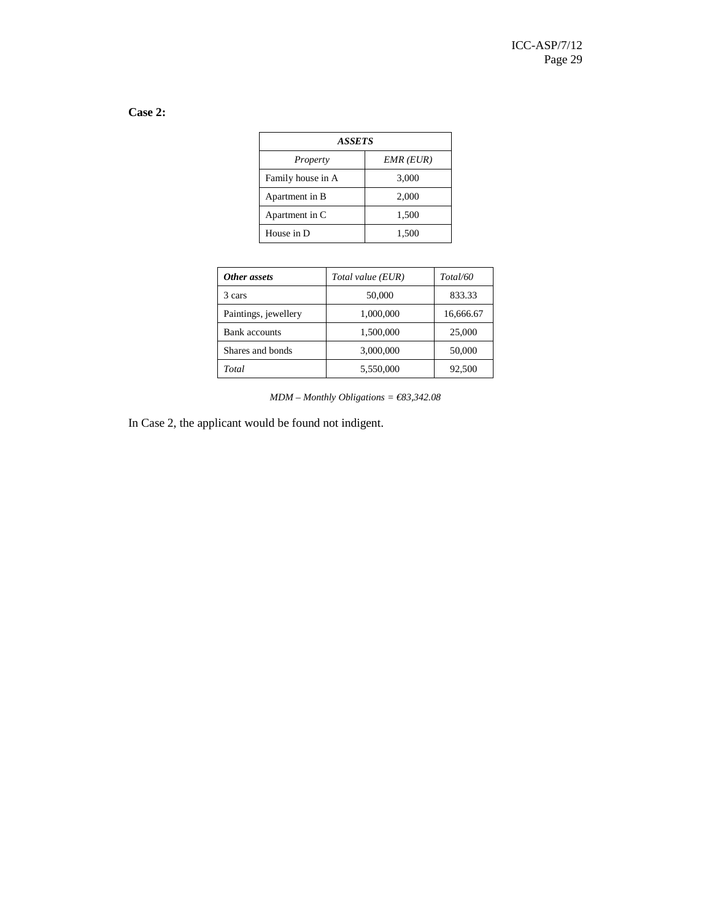**Case 2:**

| ***ASSETS*** | |
|---|---|
| *Property* | *EMR (EUR)* |
| Family house in A | 3,000 |
| Apartment in B | 2,000 |
| Apartment in C | 1,500 |
| House in D | 1,500 |

| ***Other assets*** | *Total value (EUR)* | *Total/60* |
|---|---|---|
| 3 cars | 50,000 | 833.33 |
| Paintings, jewellery | 1,000,000 | 16,666.67 |
| Bank accounts | 1,500,000 | 25,000 |
| Shares and bonds | 3,000,000 | 50,000 |
| *Total* | 5,550,000 | 92,500 |

*MDM – Monthly Obligations = €83,342.08*

In Case 2, the applicant would be found not indigent.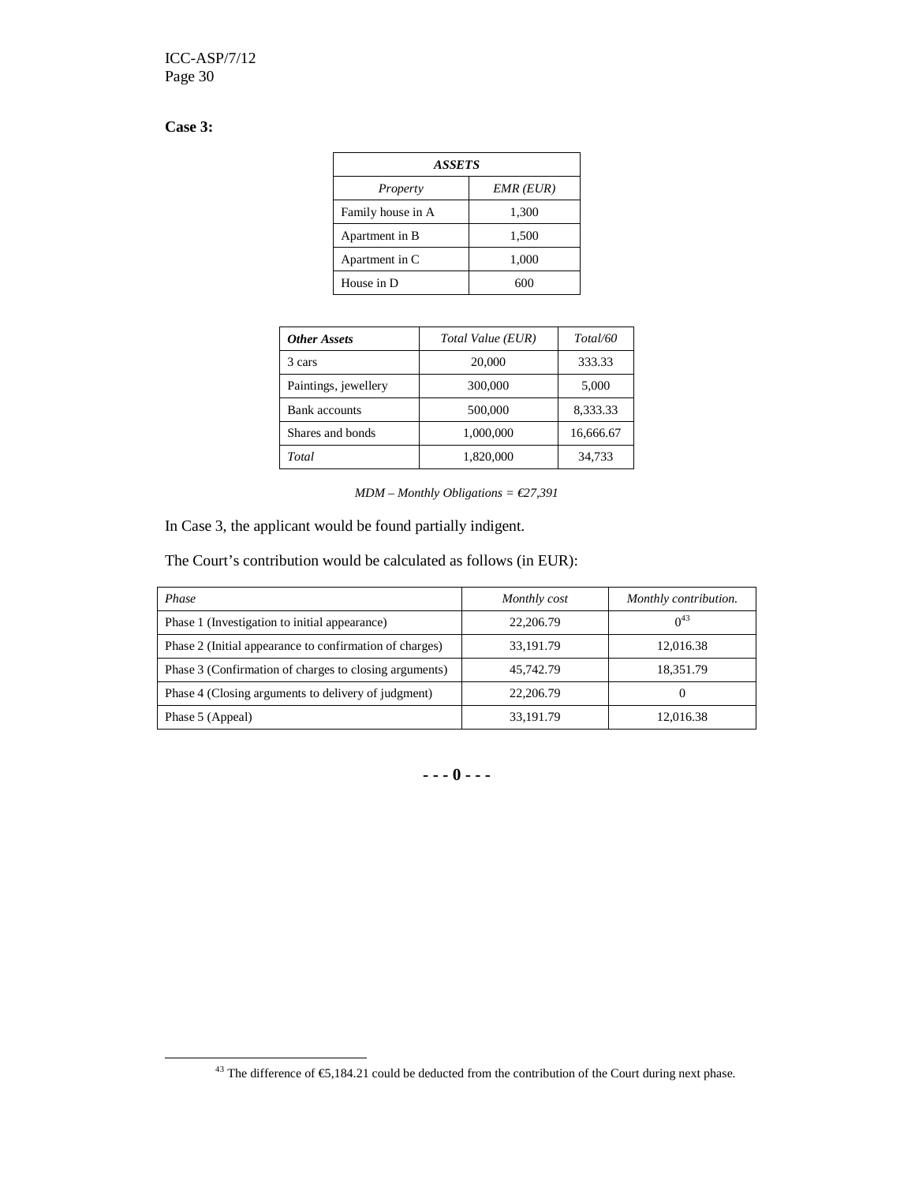**Case 3:**

| *ASSETS* | |
|---|---|
| *Property* | *EMR (EUR)* |
| Family house in A | 1,300 |
| Apartment in B | 1,500 |
| Apartment in C | 1,000 |
| House in D | 600 |

| *Other Assets* | *Total Value (EUR)* | *Total/60* |
|---|---|---|
| 3 cars | 20,000 | 333.33 |
| Paintings, jewellery | 300,000 | 5,000 |
| Bank accounts | 500,000 | 8,333.33 |
| Shares and bonds | 1,000,000 | 16,666.67 |
| *Total* | 1,820,000 | 34,733 |

*MDM – Monthly Obligations = €27,391*

In Case 3, the applicant would be found partially indigent.

The Court's contribution would be calculated as follows (in EUR):

| *Phase* | *Monthly cost* | *Monthly contribution.* |
|---|---|---|
| Phase 1 (Investigation to initial appearance) | 22,206.79 | 0[43] |
| Phase 2 (Initial appearance to confirmation of charges) | 33,191.79 | 12,016.38 |
| Phase 3 (Confirmation of charges to closing arguments) | 45,742.79 | 18,351.79 |
| Phase 4 (Closing arguments to delivery of judgment) | 22,206.79 | 0 |
| Phase 5 (Appeal) | 33,191.79 | 12,016.38 |

**- - - 0 - - -**

[43] The difference of €5,184.21 could be deducted from the contribution of the Court during next phase.